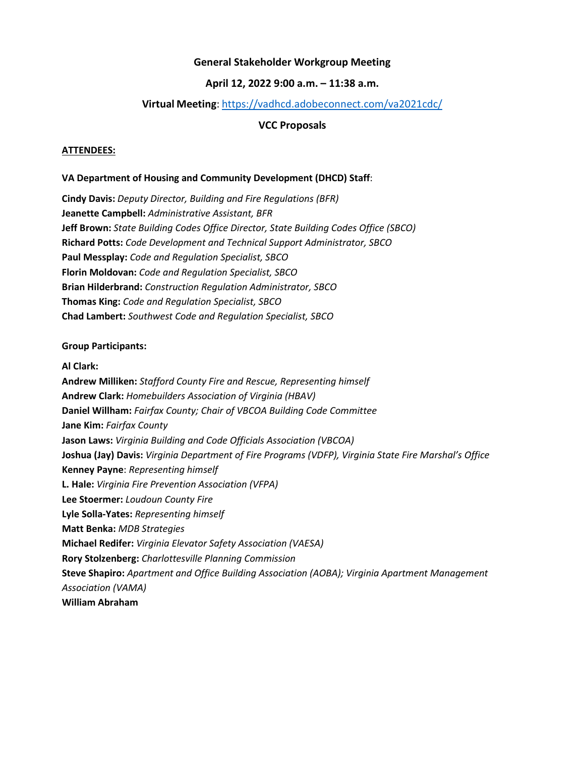**General Stakeholder Workgroup Meeting**

**April 12, 2022 9:00 a.m. – 11:38 a.m.**

**Virtual Meeting**: [https://vadhcd.adobeconnect.com/va2021cdc/](https://vadhcd.adobeconnect.com/va2021cdc/)

**VCC Proposals**

**ATTENDEES:**

**VA Department of Housing and Community Development (DHCD) Staff**:

**Cindy Davis:** *Deputy Director, Building and Fire Regulations (BFR)*
**Jeanette Campbell:** *Administrative Assistant, BFR*
**Jeff Brown:** *State Building Codes Office Director, State Building Codes Office (SBCO)*
**Richard Potts:** *Code Development and Technical Support Administrator, SBCO*
**Paul Messplay:** *Code and Regulation Specialist, SBCO*
**Florin Moldovan:** *Code and Regulation Specialist, SBCO*
**Brian Hilderbrand:** *Construction Regulation Administrator, SBCO*
**Thomas King:** *Code and Regulation Specialist, SBCO*
**Chad Lambert:** *Southwest Code and Regulation Specialist, SBCO*

**Group Participants:**

**Al Clark:**
**Andrew Milliken:** *Stafford County Fire and Rescue, Representing himself*
**Andrew Clark:** *Homebuilders Association of Virginia (HBAV)*
**Daniel Willham:** *Fairfax County; Chair of VBCOA Building Code Committee*
**Jane Kim:** *Fairfax County*
**Jason Laws:** *Virginia Building and Code Officials Association (VBCOA)*
**Joshua (Jay) Davis:** *Virginia Department of Fire Programs (VDFP), Virginia State Fire Marshal's Office*
**Kenney Payne**: *Representing himself*
**L. Hale:** *Virginia Fire Prevention Association (VFPA)*
**Lee Stoermer:** *Loudoun County Fire*
**Lyle Solla-Yates:** *Representing himself*
**Matt Benka:** *MDB Strategies*
**Michael Redifer:** *Virginia Elevator Safety Association (VAESA)*
**Rory Stolzenberg:** *Charlottesville Planning Commission*
**Steve Shapiro:** *Apartment and Office Building Association (AOBA); Virginia Apartment Management Association (VAMA)*
**William Abraham**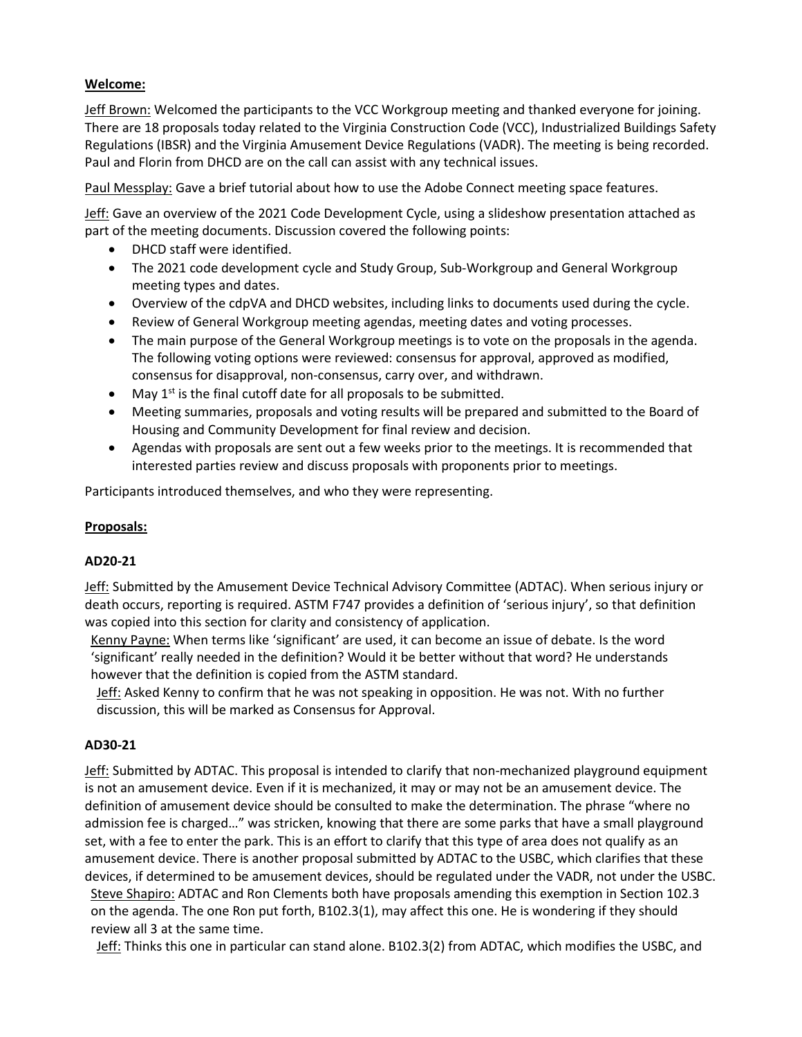**Welcome:**

Jeff Brown: Welcomed the participants to the VCC Workgroup meeting and thanked everyone for joining. There are 18 proposals today related to the Virginia Construction Code (VCC), Industrialized Buildings Safety Regulations (IBSR) and the Virginia Amusement Device Regulations (VADR). The meeting is being recorded. Paul and Florin from DHCD are on the call can assist with any technical issues.

Paul Messplay: Gave a brief tutorial about how to use the Adobe Connect meeting space features.

Jeff: Gave an overview of the 2021 Code Development Cycle, using a slideshow presentation attached as part of the meeting documents. Discussion covered the following points:

- DHCD staff were identified.
- The 2021 code development cycle and Study Group, Sub-Workgroup and General Workgroup meeting types and dates.
- Overview of the cdpVA and DHCD websites, including links to documents used during the cycle.
- Review of General Workgroup meeting agendas, meeting dates and voting processes.
- The main purpose of the General Workgroup meetings is to vote on the proposals in the agenda. The following voting options were reviewed: consensus for approval, approved as modified, consensus for disapproval, non-consensus, carry over, and withdrawn.
- May 1st is the final cutoff date for all proposals to be submitted.
- Meeting summaries, proposals and voting results will be prepared and submitted to the Board of Housing and Community Development for final review and decision.
- Agendas with proposals are sent out a few weeks prior to the meetings. It is recommended that interested parties review and discuss proposals with proponents prior to meetings.

Participants introduced themselves, and who they were representing.

**Proposals:**

**AD20-21**

Jeff: Submitted by the Amusement Device Technical Advisory Committee (ADTAC). When serious injury or death occurs, reporting is required. ASTM F747 provides a definition of 'serious injury', so that definition was copied into this section for clarity and consistency of application.

Kenny Payne: When terms like 'significant' are used, it can become an issue of debate. Is the word 'significant' really needed in the definition? Would it be better without that word? He understands however that the definition is copied from the ASTM standard.

Jeff: Asked Kenny to confirm that he was not speaking in opposition. He was not. With no further discussion, this will be marked as Consensus for Approval.

**AD30-21**

Jeff: Submitted by ADTAC. This proposal is intended to clarify that non-mechanized playground equipment is not an amusement device. Even if it is mechanized, it may or may not be an amusement device. The definition of amusement device should be consulted to make the determination. The phrase "where no admission fee is charged…" was stricken, knowing that there are some parks that have a small playground set, with a fee to enter the park. This is an effort to clarify that this type of area does not qualify as an amusement device. There is another proposal submitted by ADTAC to the USBC, which clarifies that these devices, if determined to be amusement devices, should be regulated under the VADR, not under the USBC.

Steve Shapiro: ADTAC and Ron Clements both have proposals amending this exemption in Section 102.3 on the agenda. The one Ron put forth, B102.3(1), may affect this one. He is wondering if they should review all 3 at the same time.

Jeff: Thinks this one in particular can stand alone. B102.3(2) from ADTAC, which modifies the USBC, and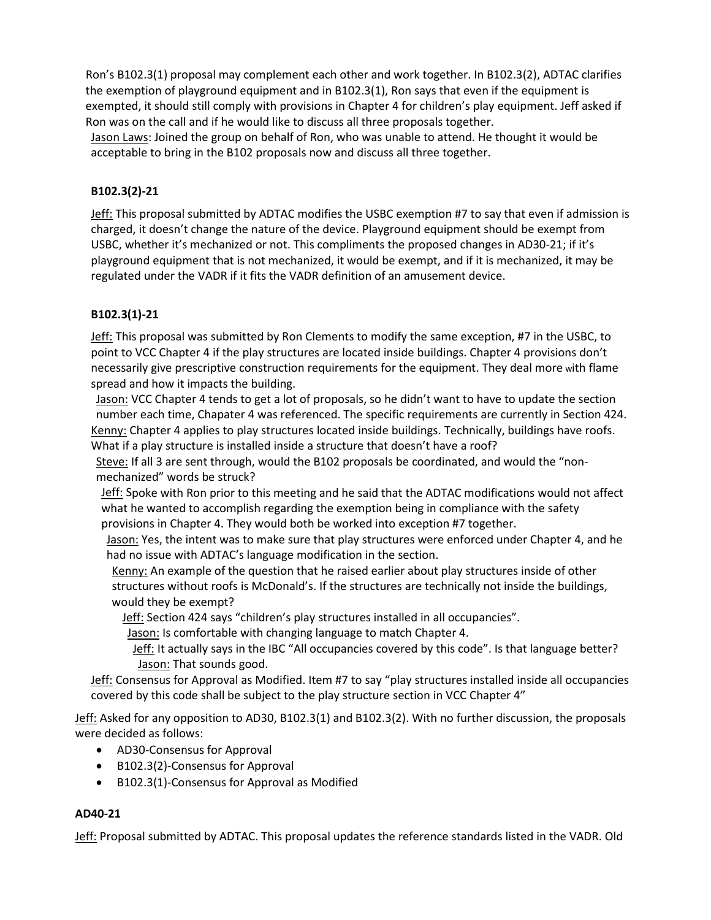Ron's B102.3(1) proposal may complement each other and work together. In B102.3(2), ADTAC clarifies the exemption of playground equipment and in B102.3(1), Ron says that even if the equipment is exempted, it should still comply with provisions in Chapter 4 for children's play equipment. Jeff asked if Ron was on the call and if he would like to discuss all three proposals together.

Jason Laws: Joined the group on behalf of Ron, who was unable to attend. He thought it would be acceptable to bring in the B102 proposals now and discuss all three together.

### B102.3(2)-21

Jeff: This proposal submitted by ADTAC modifies the USBC exemption #7 to say that even if admission is charged, it doesn't change the nature of the device. Playground equipment should be exempt from USBC, whether it's mechanized or not. This compliments the proposed changes in AD30-21; if it's playground equipment that is not mechanized, it would be exempt, and if it is mechanized, it may be regulated under the VADR if it fits the VADR definition of an amusement device.

### B102.3(1)-21

Jeff: This proposal was submitted by Ron Clements to modify the same exception, #7 in the USBC, to point to VCC Chapter 4 if the play structures are located inside buildings. Chapter 4 provisions don't necessarily give prescriptive construction requirements for the equipment. They deal more with flame spread and how it impacts the building.

Jason: VCC Chapter 4 tends to get a lot of proposals, so he didn't want to have to update the section number each time, Chapater 4 was referenced. The specific requirements are currently in Section 424.

Kenny: Chapter 4 applies to play structures located inside buildings. Technically, buildings have roofs. What if a play structure is installed inside a structure that doesn't have a roof?

Steve: If all 3 are sent through, would the B102 proposals be coordinated, and would the "non-mechanized" words be struck?

Jeff: Spoke with Ron prior to this meeting and he said that the ADTAC modifications would not affect what he wanted to accomplish regarding the exemption being in compliance with the safety provisions in Chapter 4. They would both be worked into exception #7 together.

Jason: Yes, the intent was to make sure that play structures were enforced under Chapter 4, and he had no issue with ADTAC's language modification in the section.

Kenny: An example of the question that he raised earlier about play structures inside of other structures without roofs is McDonald's. If the structures are technically not inside the buildings, would they be exempt?

Jeff: Section 424 says "children's play structures installed in all occupancies".

Jason: Is comfortable with changing language to match Chapter 4.

Jeff: It actually says in the IBC "All occupancies covered by this code". Is that language better?

Jason: That sounds good.

Jeff: Consensus for Approval as Modified. Item #7 to say "play structures installed inside all occupancies covered by this code shall be subject to the play structure section in VCC Chapter 4"

Jeff: Asked for any opposition to AD30, B102.3(1) and B102.3(2). With no further discussion, the proposals were decided as follows:

- AD30-Consensus for Approval
- B102.3(2)-Consensus for Approval
- B102.3(1)-Consensus for Approval as Modified

### AD40-21

Jeff: Proposal submitted by ADTAC. This proposal updates the reference standards listed in the VADR. Old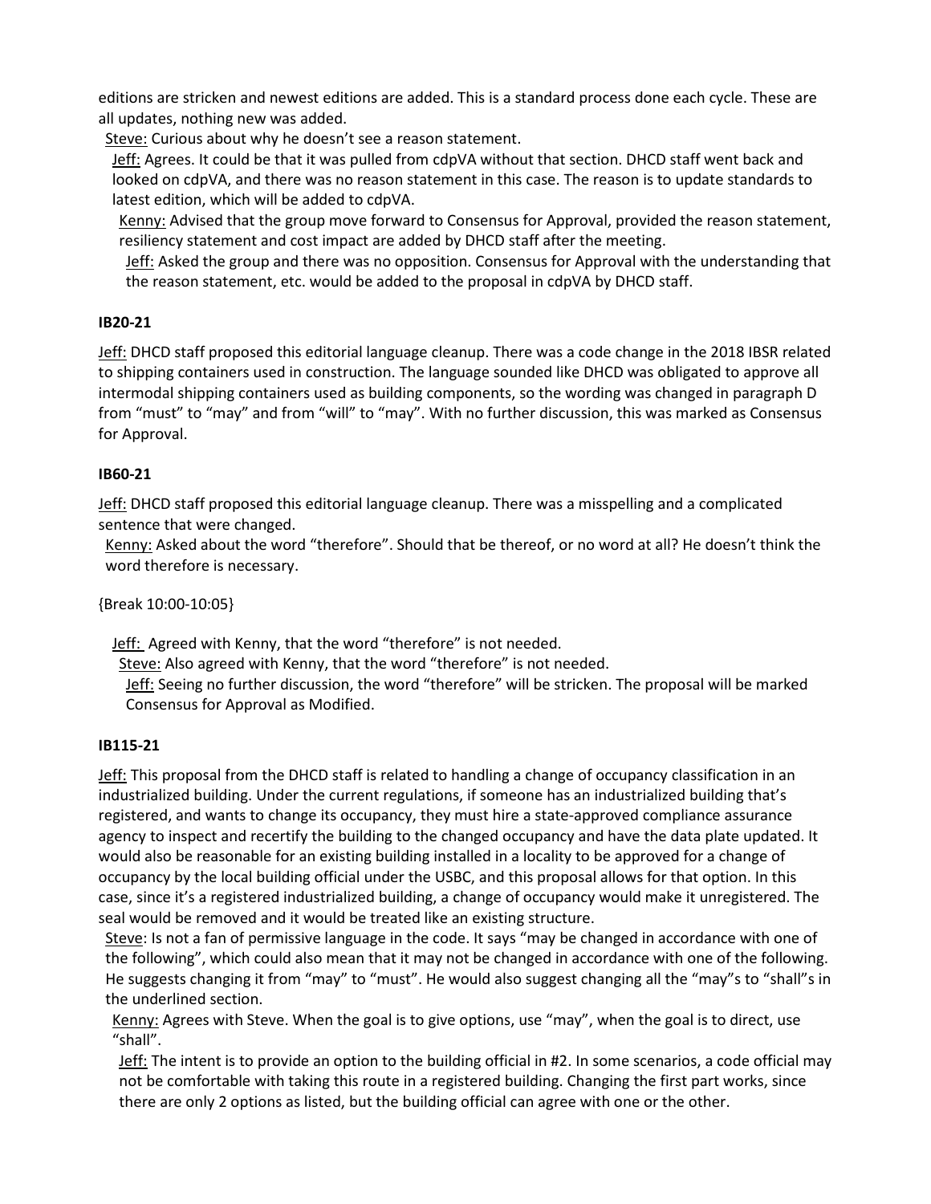editions are stricken and newest editions are added. This is a standard process done each cycle. These are all updates, nothing new was added.

Steve: Curious about why he doesn't see a reason statement.

Jeff: Agrees. It could be that it was pulled from cdpVA without that section. DHCD staff went back and looked on cdpVA, and there was no reason statement in this case. The reason is to update standards to latest edition, which will be added to cdpVA.

Kenny: Advised that the group move forward to Consensus for Approval, provided the reason statement, resiliency statement and cost impact are added by DHCD staff after the meeting.

Jeff: Asked the group and there was no opposition. Consensus for Approval with the understanding that the reason statement, etc. would be added to the proposal in cdpVA by DHCD staff.

**IB20-21**

Jeff: DHCD staff proposed this editorial language cleanup. There was a code change in the 2018 IBSR related to shipping containers used in construction. The language sounded like DHCD was obligated to approve all intermodal shipping containers used as building components, so the wording was changed in paragraph D from "must" to "may" and from "will" to "may". With no further discussion, this was marked as Consensus for Approval.

**IB60-21**

Jeff: DHCD staff proposed this editorial language cleanup. There was a misspelling and a complicated sentence that were changed.

Kenny: Asked about the word "therefore". Should that be thereof, or no word at all? He doesn't think the word therefore is necessary.

{Break 10:00-10:05}

Jeff: Agreed with Kenny, that the word "therefore" is not needed.

Steve: Also agreed with Kenny, that the word "therefore" is not needed.

Jeff: Seeing no further discussion, the word "therefore" will be stricken. The proposal will be marked Consensus for Approval as Modified.

**IB115-21**

Jeff: This proposal from the DHCD staff is related to handling a change of occupancy classification in an industrialized building. Under the current regulations, if someone has an industrialized building that's registered, and wants to change its occupancy, they must hire a state-approved compliance assurance agency to inspect and recertify the building to the changed occupancy and have the data plate updated. It would also be reasonable for an existing building installed in a locality to be approved for a change of occupancy by the local building official under the USBC, and this proposal allows for that option. In this case, since it's a registered industrialized building, a change of occupancy would make it unregistered. The seal would be removed and it would be treated like an existing structure.

Steve: Is not a fan of permissive language in the code. It says "may be changed in accordance with one of the following", which could also mean that it may not be changed in accordance with one of the following. He suggests changing it from "may" to "must". He would also suggest changing all the "may"s to "shall"s in the underlined section.

Kenny: Agrees with Steve. When the goal is to give options, use "may", when the goal is to direct, use "shall".

Jeff: The intent is to provide an option to the building official in #2. In some scenarios, a code official may not be comfortable with taking this route in a registered building. Changing the first part works, since there are only 2 options as listed, but the building official can agree with one or the other.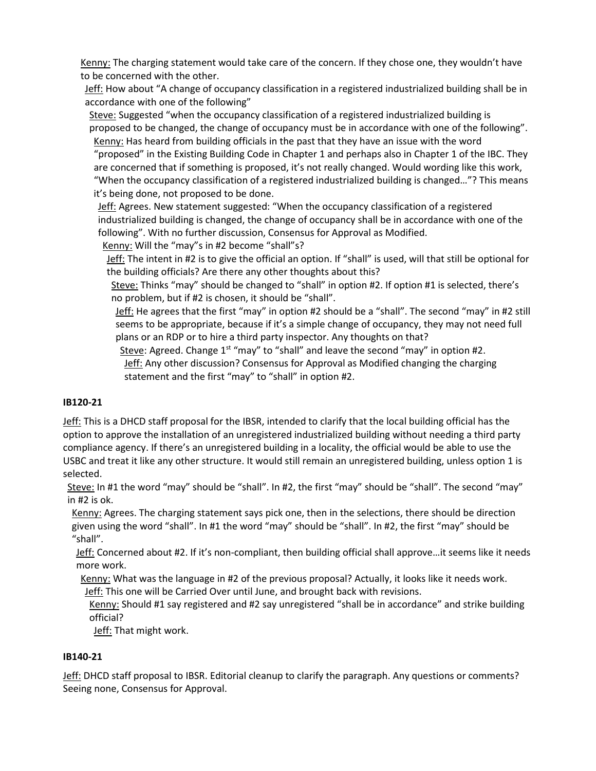Kenny: The charging statement would take care of the concern. If they chose one, they wouldn't have to be concerned with the other.

Jeff: How about "A change of occupancy classification in a registered industrialized building shall be in accordance with one of the following"

Steve: Suggested "when the occupancy classification of a registered industrialized building is proposed to be changed, the change of occupancy must be in accordance with one of the following".

Kenny: Has heard from building officials in the past that they have an issue with the word "proposed" in the Existing Building Code in Chapter 1 and perhaps also in Chapter 1 of the IBC. They are concerned that if something is proposed, it's not really changed. Would wording like this work, "When the occupancy classification of a registered industrialized building is changed…"? This means it's being done, not proposed to be done.

Jeff: Agrees. New statement suggested: "When the occupancy classification of a registered industrialized building is changed, the change of occupancy shall be in accordance with one of the following". With no further discussion, Consensus for Approval as Modified.

Kenny: Will the "may"s in #2 become "shall"s?

Jeff: The intent in #2 is to give the official an option. If "shall" is used, will that still be optional for the building officials? Are there any other thoughts about this?

Steve: Thinks "may" should be changed to "shall" in option #2. If option #1 is selected, there's no problem, but if #2 is chosen, it should be "shall".

Jeff: He agrees that the first "may" in option #2 should be a "shall". The second "may" in #2 still seems to be appropriate, because if it's a simple change of occupancy, they may not need full plans or an RDP or to hire a third party inspector. Any thoughts on that?

Steve: Agreed. Change 1st "may" to "shall" and leave the second "may" in option #2.

Jeff: Any other discussion? Consensus for Approval as Modified changing the charging statement and the first "may" to "shall" in option #2.

### IB120-21

Jeff: This is a DHCD staff proposal for the IBSR, intended to clarify that the local building official has the option to approve the installation of an unregistered industrialized building without needing a third party compliance agency. If there's an unregistered building in a locality, the official would be able to use the USBC and treat it like any other structure. It would still remain an unregistered building, unless option 1 is selected.

Steve: In #1 the word "may" should be "shall". In #2, the first "may" should be "shall". The second "may" in #2 is ok.

Kenny: Agrees. The charging statement says pick one, then in the selections, there should be direction given using the word "shall". In #1 the word "may" should be "shall". In #2, the first "may" should be "shall".

Jeff: Concerned about #2. If it's non-compliant, then building official shall approve…it seems like it needs more work.

Kenny: What was the language in #2 of the previous proposal? Actually, it looks like it needs work.

Jeff: This one will be Carried Over until June, and brought back with revisions.

Kenny: Should #1 say registered and #2 say unregistered "shall be in accordance" and strike building official?

Jeff: That might work.

### IB140-21

Jeff: DHCD staff proposal to IBSR. Editorial cleanup to clarify the paragraph. Any questions or comments? Seeing none, Consensus for Approval.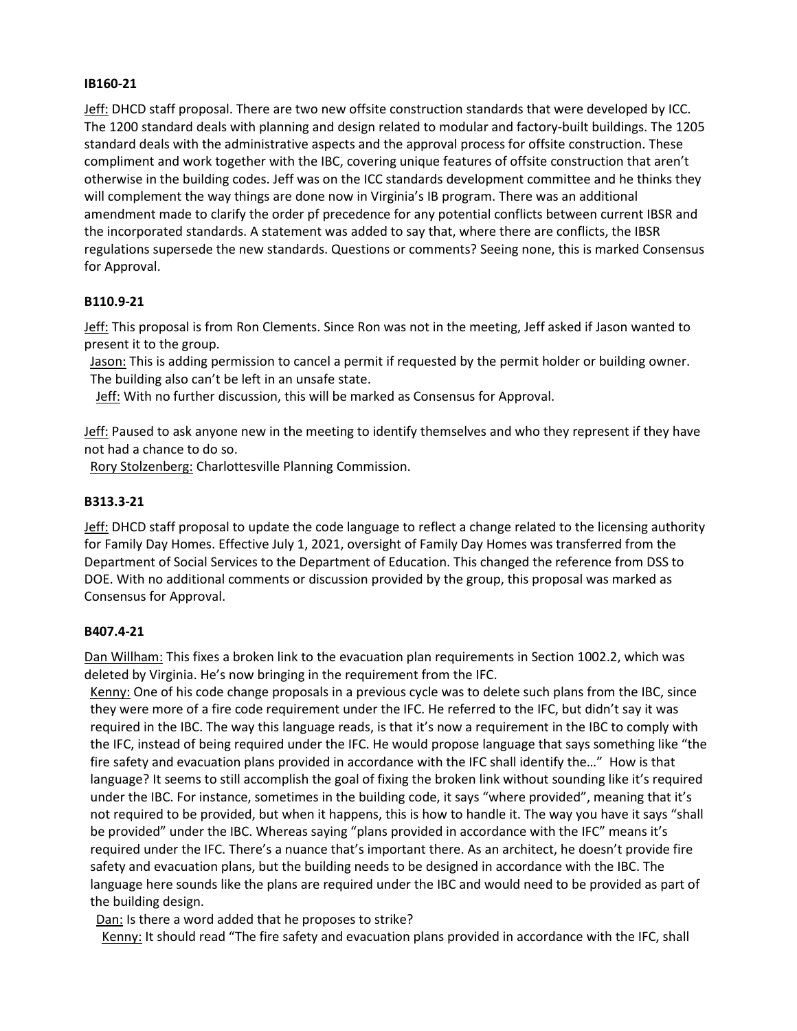**IB160-21**

Jeff: DHCD staff proposal. There are two new offsite construction standards that were developed by ICC. The 1200 standard deals with planning and design related to modular and factory-built buildings. The 1205 standard deals with the administrative aspects and the approval process for offsite construction. These compliment and work together with the IBC, covering unique features of offsite construction that aren't otherwise in the building codes. Jeff was on the ICC standards development committee and he thinks they will complement the way things are done now in Virginia's IB program. There was an additional amendment made to clarify the order pf precedence for any potential conflicts between current IBSR and the incorporated standards. A statement was added to say that, where there are conflicts, the IBSR regulations supersede the new standards. Questions or comments? Seeing none, this is marked Consensus for Approval.

**B110.9-21**

Jeff: This proposal is from Ron Clements. Since Ron was not in the meeting, Jeff asked if Jason wanted to present it to the group.

Jason: This is adding permission to cancel a permit if requested by the permit holder or building owner. The building also can't be left in an unsafe state.

Jeff: With no further discussion, this will be marked as Consensus for Approval.

Jeff: Paused to ask anyone new in the meeting to identify themselves and who they represent if they have not had a chance to do so.

Rory Stolzenberg: Charlottesville Planning Commission.

**B313.3-21**

Jeff: DHCD staff proposal to update the code language to reflect a change related to the licensing authority for Family Day Homes. Effective July 1, 2021, oversight of Family Day Homes was transferred from the Department of Social Services to the Department of Education. This changed the reference from DSS to DOE. With no additional comments or discussion provided by the group, this proposal was marked as Consensus for Approval.

**B407.4-21**

Dan Willham: This fixes a broken link to the evacuation plan requirements in Section 1002.2, which was deleted by Virginia. He's now bringing in the requirement from the IFC.

Kenny: One of his code change proposals in a previous cycle was to delete such plans from the IBC, since they were more of a fire code requirement under the IFC. He referred to the IFC, but didn't say it was required in the IBC. The way this language reads, is that it's now a requirement in the IBC to comply with the IFC, instead of being required under the IFC. He would propose language that says something like "the fire safety and evacuation plans provided in accordance with the IFC shall identify the…" How is that language? It seems to still accomplish the goal of fixing the broken link without sounding like it's required under the IBC. For instance, sometimes in the building code, it says "where provided", meaning that it's not required to be provided, but when it happens, this is how to handle it. The way you have it says "shall be provided" under the IBC. Whereas saying "plans provided in accordance with the IFC" means it's required under the IFC. There's a nuance that's important there. As an architect, he doesn't provide fire safety and evacuation plans, but the building needs to be designed in accordance with the IBC. The language here sounds like the plans are required under the IBC and would need to be provided as part of the building design.

Dan: Is there a word added that he proposes to strike?

Kenny: It should read "The fire safety and evacuation plans provided in accordance with the IFC, shall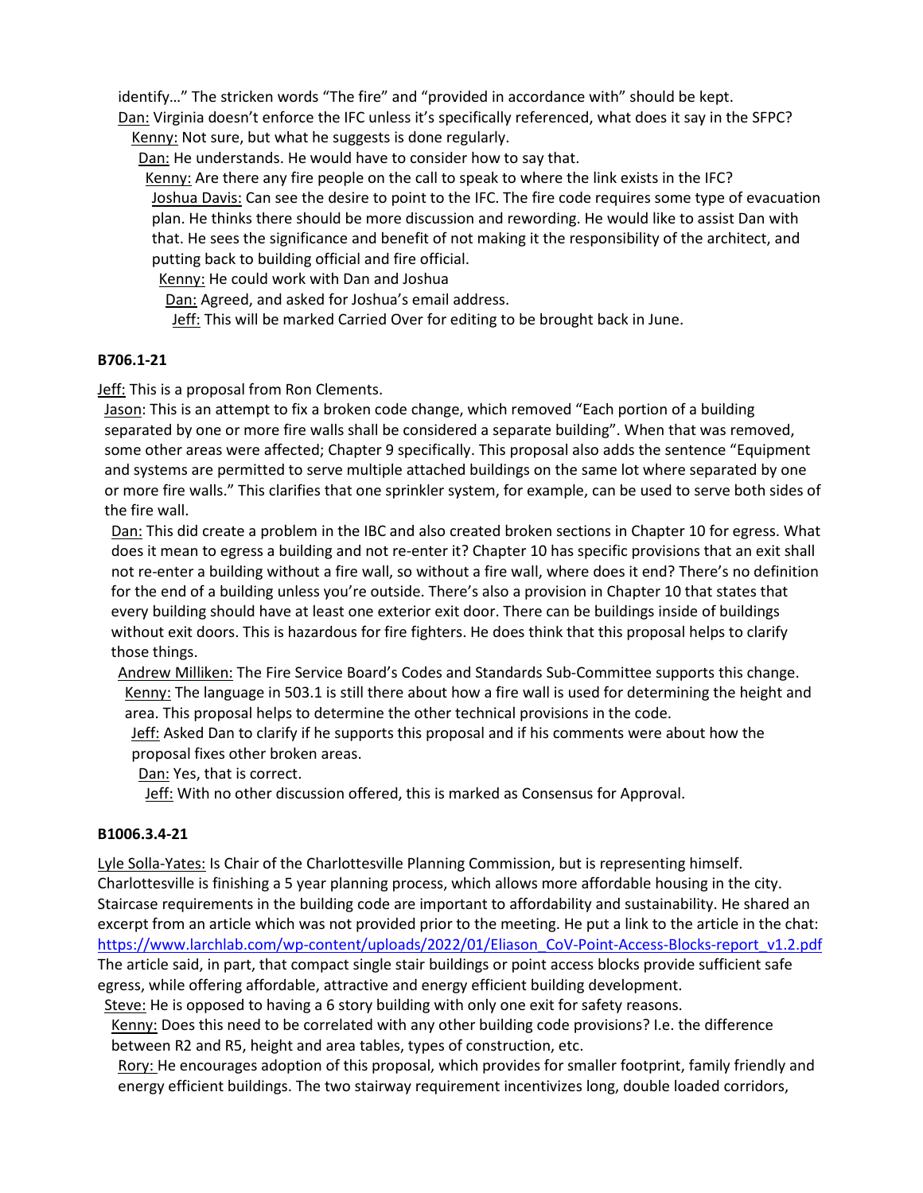identify…" The stricken words "The fire" and "provided in accordance with" should be kept.

Dan: Virginia doesn't enforce the IFC unless it's specifically referenced, what does it say in the SFPC?

Kenny: Not sure, but what he suggests is done regularly.

Dan: He understands. He would have to consider how to say that.

Kenny: Are there any fire people on the call to speak to where the link exists in the IFC?

Joshua Davis: Can see the desire to point to the IFC. The fire code requires some type of evacuation plan. He thinks there should be more discussion and rewording. He would like to assist Dan with that. He sees the significance and benefit of not making it the responsibility of the architect, and putting back to building official and fire official.

Kenny: He could work with Dan and Joshua

Dan: Agreed, and asked for Joshua's email address.

Jeff: This will be marked Carried Over for editing to be brought back in June.

**B706.1-21**

Jeff: This is a proposal from Ron Clements.

Jason: This is an attempt to fix a broken code change, which removed "Each portion of a building separated by one or more fire walls shall be considered a separate building". When that was removed, some other areas were affected; Chapter 9 specifically. This proposal also adds the sentence "Equipment and systems are permitted to serve multiple attached buildings on the same lot where separated by one or more fire walls." This clarifies that one sprinkler system, for example, can be used to serve both sides of the fire wall.

Dan: This did create a problem in the IBC and also created broken sections in Chapter 10 for egress. What does it mean to egress a building and not re-enter it? Chapter 10 has specific provisions that an exit shall not re-enter a building without a fire wall, so without a fire wall, where does it end? There's no definition for the end of a building unless you're outside. There's also a provision in Chapter 10 that states that every building should have at least one exterior exit door. There can be buildings inside of buildings without exit doors. This is hazardous for fire fighters. He does think that this proposal helps to clarify those things.

Andrew Milliken: The Fire Service Board's Codes and Standards Sub-Committee supports this change.

Kenny: The language in 503.1 is still there about how a fire wall is used for determining the height and area. This proposal helps to determine the other technical provisions in the code.

Jeff: Asked Dan to clarify if he supports this proposal and if his comments were about how the proposal fixes other broken areas.

Dan: Yes, that is correct.

Jeff: With no other discussion offered, this is marked as Consensus for Approval.

**B1006.3.4-21**

Lyle Solla-Yates: Is Chair of the Charlottesville Planning Commission, but is representing himself. Charlottesville is finishing a 5 year planning process, which allows more affordable housing in the city. Staircase requirements in the building code are important to affordability and sustainability. He shared an excerpt from an article which was not provided prior to the meeting. He put a link to the article in the chat: https://www.larchlab.com/wp-content/uploads/2022/01/Eliason_CoV-Point-Access-Blocks-report_v1.2.pdf The article said, in part, that compact single stair buildings or point access blocks provide sufficient safe egress, while offering affordable, attractive and energy efficient building development.

Steve: He is opposed to having a 6 story building with only one exit for safety reasons.

Kenny: Does this need to be correlated with any other building code provisions? I.e. the difference between R2 and R5, height and area tables, types of construction, etc.

Rory: He encourages adoption of this proposal, which provides for smaller footprint, family friendly and energy efficient buildings. The two stairway requirement incentivizes long, double loaded corridors,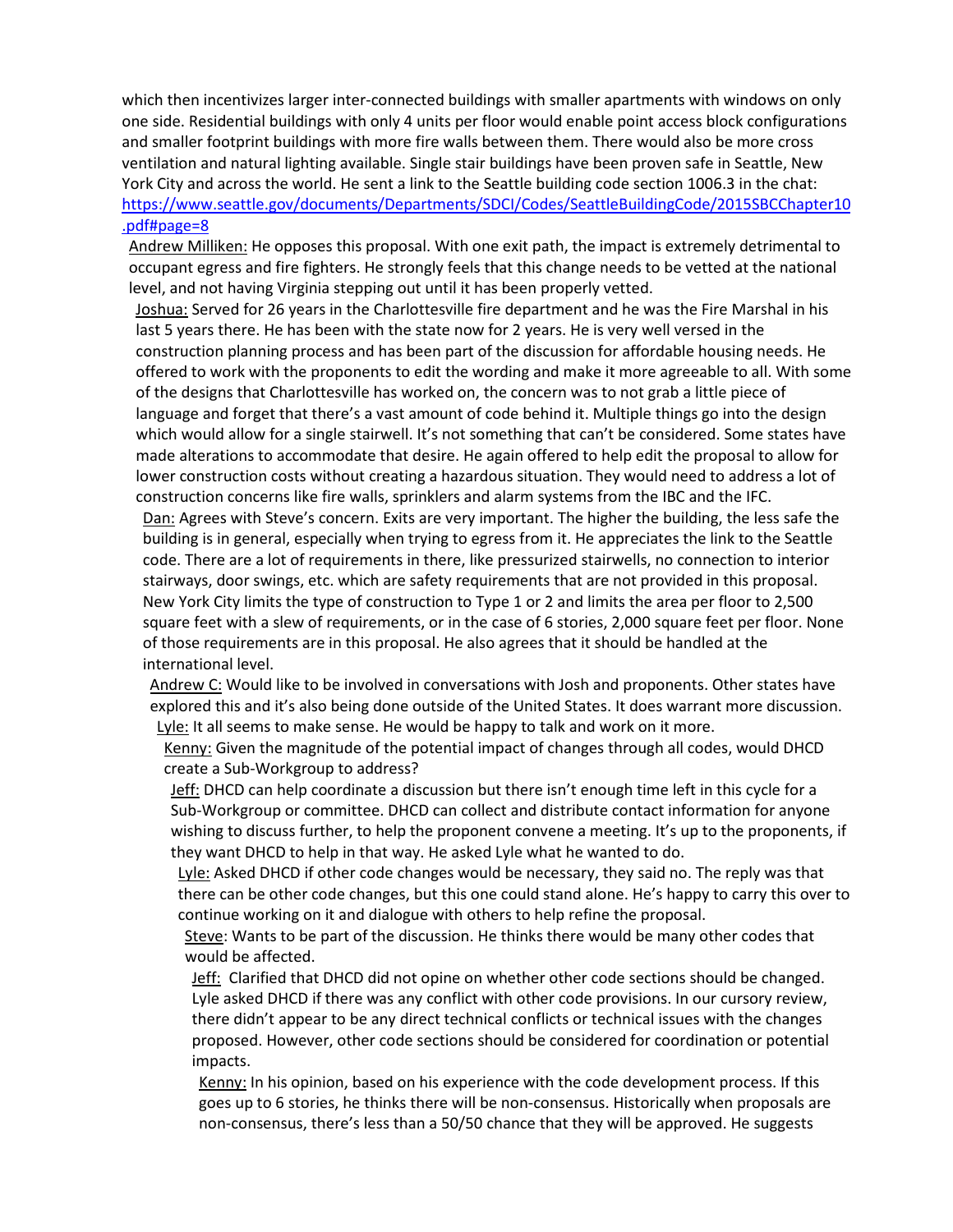which then incentivizes larger inter-connected buildings with smaller apartments with windows on only one side. Residential buildings with only 4 units per floor would enable point access block configurations and smaller footprint buildings with more fire walls between them. There would also be more cross ventilation and natural lighting available. Single stair buildings have been proven safe in Seattle, New York City and across the world. He sent a link to the Seattle building code section 1006.3 in the chat: [https://www.seattle.gov/documents/Departments/SDCI/Codes/SeattleBuildingCode/2015SBCChapter10.pdf#page=8](https://www.seattle.gov/documents/Departments/SDCI/Codes/SeattleBuildingCode/2015SBCChapter10.pdf#page=8)

Andrew Milliken: He opposes this proposal. With one exit path, the impact is extremely detrimental to occupant egress and fire fighters. He strongly feels that this change needs to be vetted at the national level, and not having Virginia stepping out until it has been properly vetted.

Joshua: Served for 26 years in the Charlottesville fire department and he was the Fire Marshal in his last 5 years there. He has been with the state now for 2 years. He is very well versed in the construction planning process and has been part of the discussion for affordable housing needs. He offered to work with the proponents to edit the wording and make it more agreeable to all. With some of the designs that Charlottesville has worked on, the concern was to not grab a little piece of language and forget that there's a vast amount of code behind it. Multiple things go into the design which would allow for a single stairwell. It's not something that can't be considered. Some states have made alterations to accommodate that desire. He again offered to help edit the proposal to allow for lower construction costs without creating a hazardous situation. They would need to address a lot of construction concerns like fire walls, sprinklers and alarm systems from the IBC and the IFC.

Dan: Agrees with Steve's concern. Exits are very important. The higher the building, the less safe the building is in general, especially when trying to egress from it. He appreciates the link to the Seattle code. There are a lot of requirements in there, like pressurized stairwells, no connection to interior stairways, door swings, etc. which are safety requirements that are not provided in this proposal. New York City limits the type of construction to Type 1 or 2 and limits the area per floor to 2,500 square feet with a slew of requirements, or in the case of 6 stories, 2,000 square feet per floor. None of those requirements are in this proposal. He also agrees that it should be handled at the international level.

Andrew C: Would like to be involved in conversations with Josh and proponents. Other states have explored this and it's also being done outside of the United States. It does warrant more discussion.

Lyle: It all seems to make sense. He would be happy to talk and work on it more.

Kenny: Given the magnitude of the potential impact of changes through all codes, would DHCD create a Sub-Workgroup to address?

Jeff: DHCD can help coordinate a discussion but there isn't enough time left in this cycle for a Sub-Workgroup or committee. DHCD can collect and distribute contact information for anyone wishing to discuss further, to help the proponent convene a meeting. It's up to the proponents, if they want DHCD to help in that way. He asked Lyle what he wanted to do.

Lyle: Asked DHCD if other code changes would be necessary, they said no. The reply was that there can be other code changes, but this one could stand alone. He's happy to carry this over to continue working on it and dialogue with others to help refine the proposal.

Steve: Wants to be part of the discussion. He thinks there would be many other codes that would be affected.

Jeff: Clarified that DHCD did not opine on whether other code sections should be changed. Lyle asked DHCD if there was any conflict with other code provisions. In our cursory review, there didn't appear to be any direct technical conflicts or technical issues with the changes proposed. However, other code sections should be considered for coordination or potential impacts.

Kenny: In his opinion, based on his experience with the code development process. If this goes up to 6 stories, he thinks there will be non-consensus. Historically when proposals are non-consensus, there's less than a 50/50 chance that they will be approved. He suggests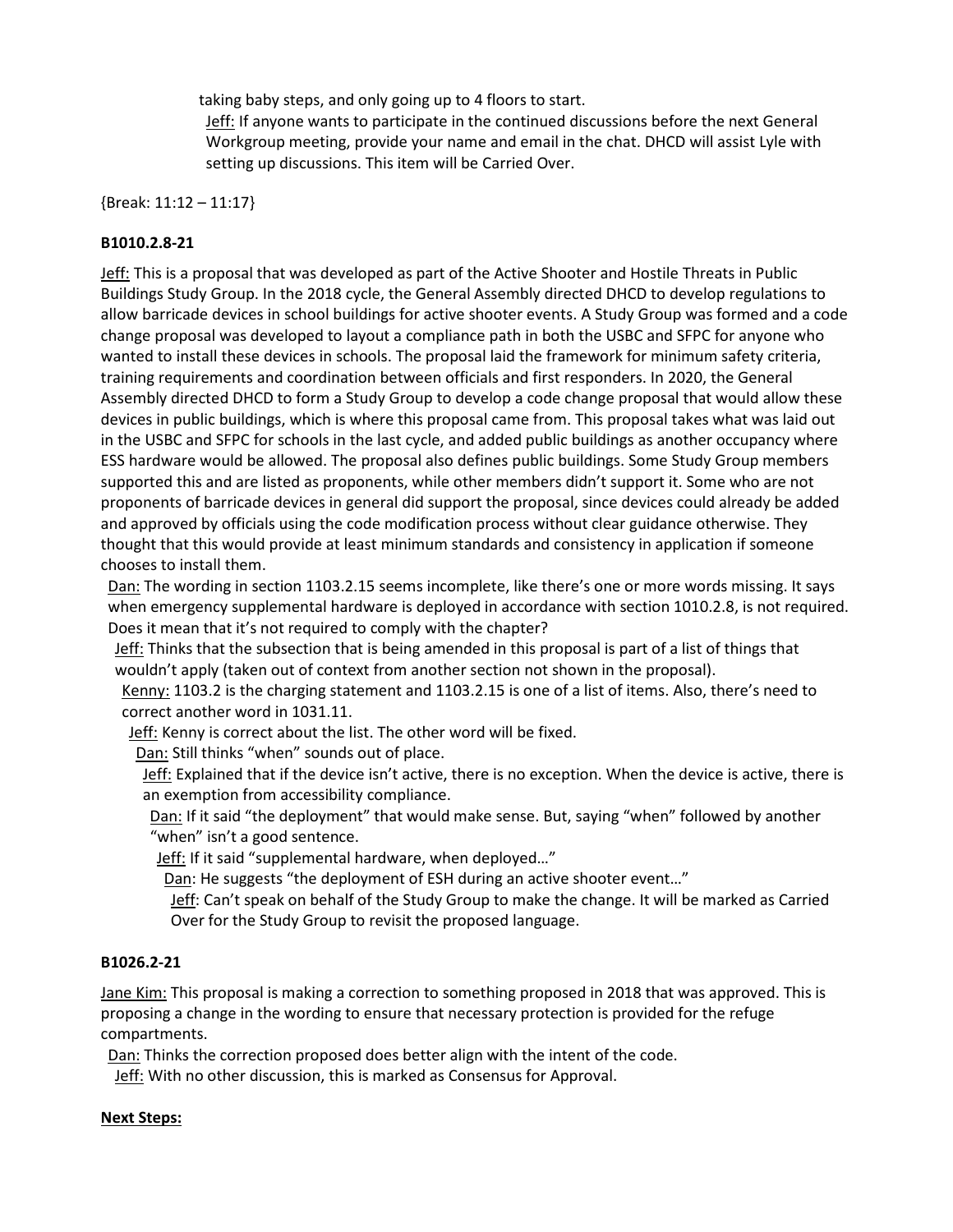taking baby steps, and only going up to 4 floors to start.

Jeff: If anyone wants to participate in the continued discussions before the next General Workgroup meeting, provide your name and email in the chat. DHCD will assist Lyle with setting up discussions. This item will be Carried Over.

{Break: 11:12 – 11:17}

**B1010.2.8-21**

Jeff: This is a proposal that was developed as part of the Active Shooter and Hostile Threats in Public Buildings Study Group. In the 2018 cycle, the General Assembly directed DHCD to develop regulations to allow barricade devices in school buildings for active shooter events. A Study Group was formed and a code change proposal was developed to layout a compliance path in both the USBC and SFPC for anyone who wanted to install these devices in schools. The proposal laid the framework for minimum safety criteria, training requirements and coordination between officials and first responders. In 2020, the General Assembly directed DHCD to form a Study Group to develop a code change proposal that would allow these devices in public buildings, which is where this proposal came from. This proposal takes what was laid out in the USBC and SFPC for schools in the last cycle, and added public buildings as another occupancy where ESS hardware would be allowed. The proposal also defines public buildings. Some Study Group members supported this and are listed as proponents, while other members didn't support it. Some who are not proponents of barricade devices in general did support the proposal, since devices could already be added and approved by officials using the code modification process without clear guidance otherwise. They thought that this would provide at least minimum standards and consistency in application if someone chooses to install them.

Dan: The wording in section 1103.2.15 seems incomplete, like there's one or more words missing. It says when emergency supplemental hardware is deployed in accordance with section 1010.2.8, is not required. Does it mean that it's not required to comply with the chapter?

Jeff: Thinks that the subsection that is being amended in this proposal is part of a list of things that wouldn't apply (taken out of context from another section not shown in the proposal).

Kenny: 1103.2 is the charging statement and 1103.2.15 is one of a list of items. Also, there's need to correct another word in 1031.11.

Jeff: Kenny is correct about the list. The other word will be fixed.

Dan: Still thinks "when" sounds out of place.

Jeff: Explained that if the device isn't active, there is no exception. When the device is active, there is an exemption from accessibility compliance.

Dan: If it said "the deployment" that would make sense. But, saying "when" followed by another "when" isn't a good sentence.

Jeff: If it said "supplemental hardware, when deployed…"

Dan: He suggests "the deployment of ESH during an active shooter event…"

Jeff: Can't speak on behalf of the Study Group to make the change. It will be marked as Carried Over for the Study Group to revisit the proposed language.

**B1026.2-21**

Jane Kim: This proposal is making a correction to something proposed in 2018 that was approved. This is proposing a change in the wording to ensure that necessary protection is provided for the refuge compartments.

Dan: Thinks the correction proposed does better align with the intent of the code.

Jeff: With no other discussion, this is marked as Consensus for Approval.

**Next Steps:**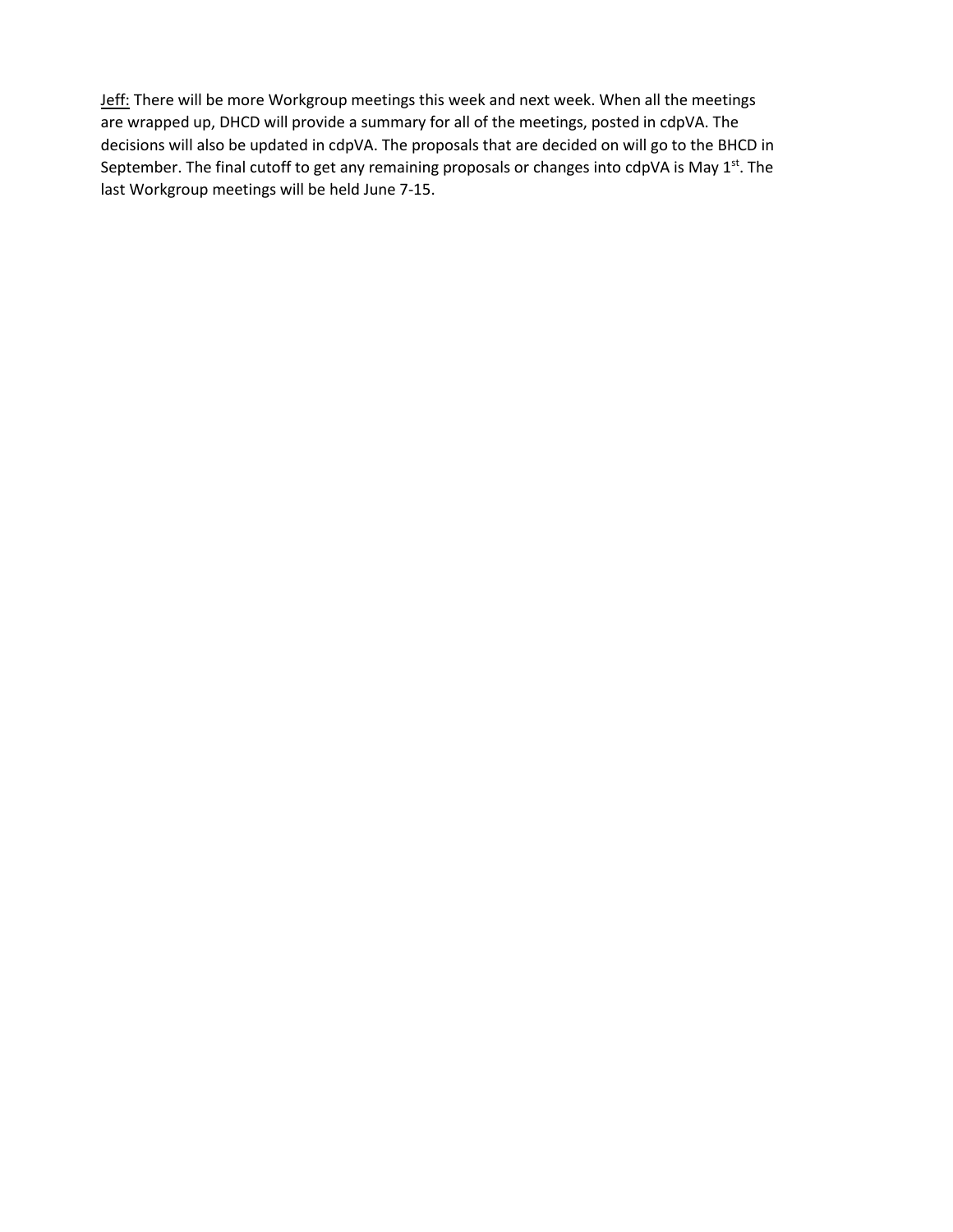<u>Jeff:</u> There will be more Workgroup meetings this week and next week. When all the meetings are wrapped up, DHCD will provide a summary for all of the meetings, posted in cdpVA. The decisions will also be updated in cdpVA. The proposals that are decided on will go to the BHCD in September. The final cutoff to get any remaining proposals or changes into cdpVA is May 1st. The last Workgroup meetings will be held June 7-15.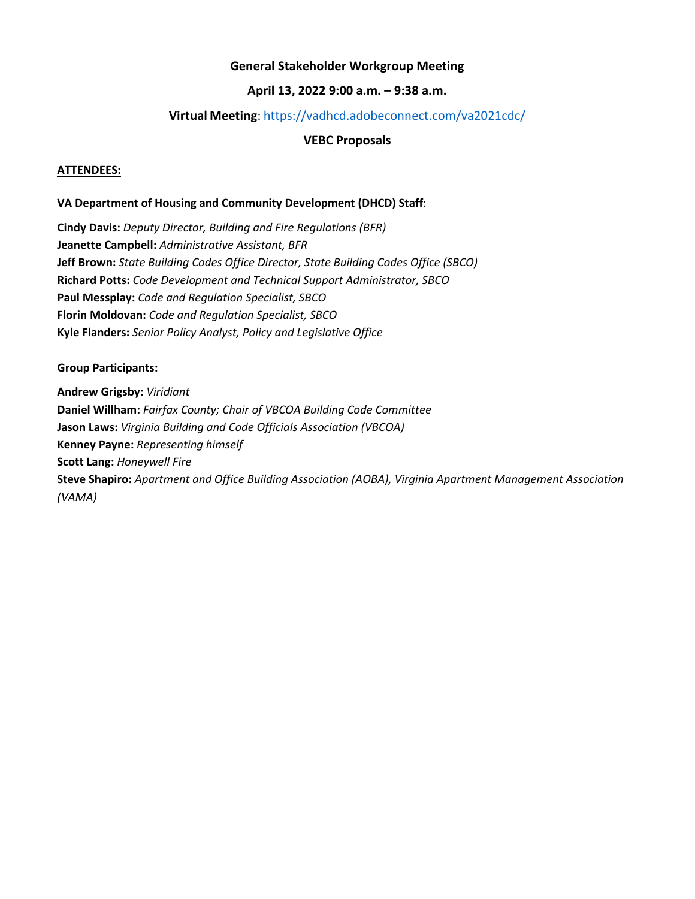**General Stakeholder Workgroup Meeting**

**April 13, 2022 9:00 a.m. – 9:38 a.m.**

**Virtual Meeting**: https://vadhcd.adobeconnect.com/va2021cdc/

**VEBC Proposals**

**ATTENDEES:**

**VA Department of Housing and Community Development (DHCD) Staff**:

**Cindy Davis:** *Deputy Director, Building and Fire Regulations (BFR)*
**Jeanette Campbell:** *Administrative Assistant, BFR*
**Jeff Brown:** *State Building Codes Office Director, State Building Codes Office (SBCO)*
**Richard Potts:** *Code Development and Technical Support Administrator, SBCO*
**Paul Messplay:** *Code and Regulation Specialist, SBCO*
**Florin Moldovan:** *Code and Regulation Specialist, SBCO*
**Kyle Flanders:** *Senior Policy Analyst, Policy and Legislative Office*

**Group Participants:**

**Andrew Grigsby:** *Viridiant*
**Daniel Willham:** *Fairfax County; Chair of VBCOA Building Code Committee*
**Jason Laws:** *Virginia Building and Code Officials Association (VBCOA)*
**Kenney Payne:** *Representing himself*
**Scott Lang:** *Honeywell Fire*
**Steve Shapiro:** *Apartment and Office Building Association (AOBA), Virginia Apartment Management Association (VAMA)*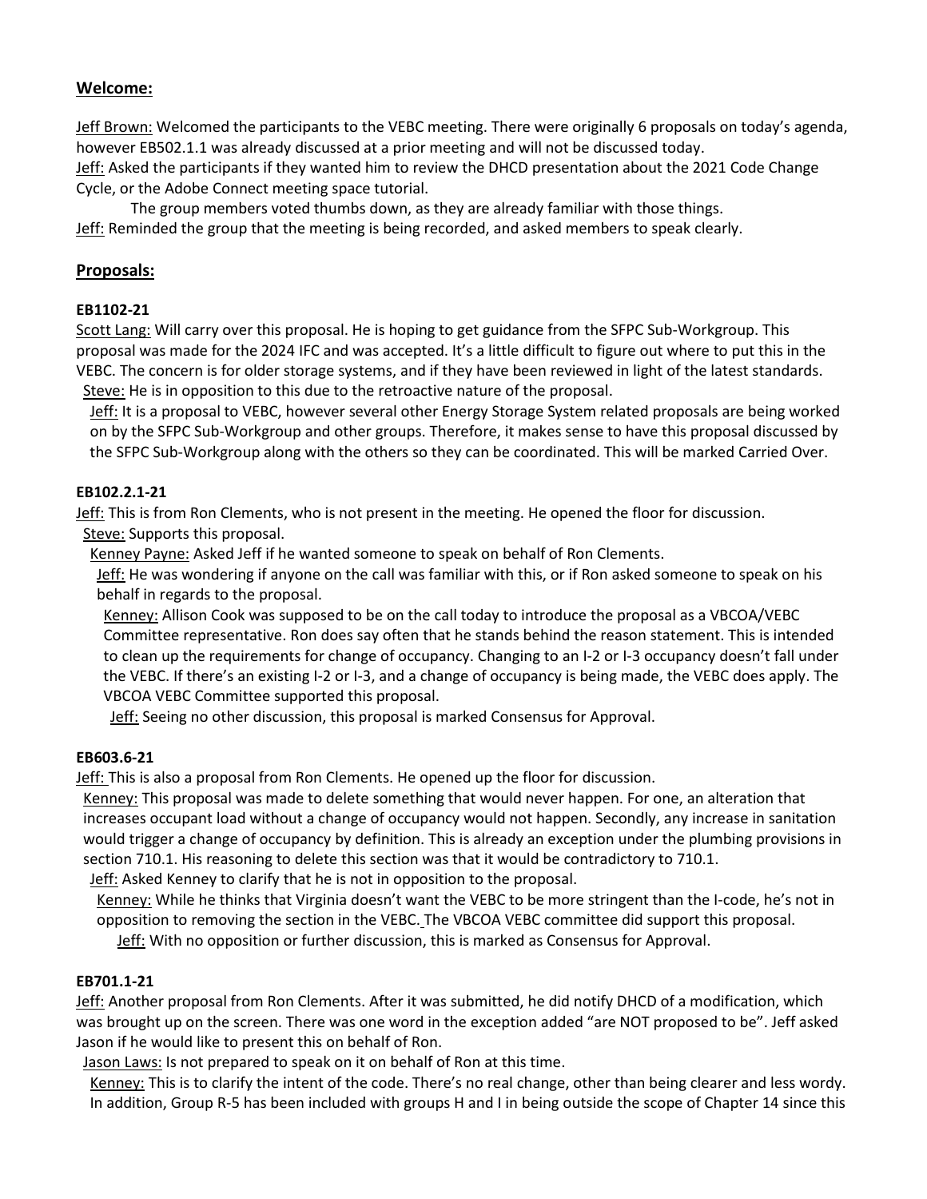## Welcome:

Jeff Brown: Welcomed the participants to the VEBC meeting. There were originally 6 proposals on today's agenda, however EB502.1.1 was already discussed at a prior meeting and will not be discussed today.

Jeff: Asked the participants if they wanted him to review the DHCD presentation about the 2021 Code Change Cycle, or the Adobe Connect meeting space tutorial.

The group members voted thumbs down, as they are already familiar with those things.

Jeff: Reminded the group that the meeting is being recorded, and asked members to speak clearly.

## Proposals:

### EB1102-21

Scott Lang: Will carry over this proposal. He is hoping to get guidance from the SFPC Sub-Workgroup. This proposal was made for the 2024 IFC and was accepted. It's a little difficult to figure out where to put this in the VEBC. The concern is for older storage systems, and if they have been reviewed in light of the latest standards.

Steve: He is in opposition to this due to the retroactive nature of the proposal.

Jeff: It is a proposal to VEBC, however several other Energy Storage System related proposals are being worked on by the SFPC Sub-Workgroup and other groups. Therefore, it makes sense to have this proposal discussed by the SFPC Sub-Workgroup along with the others so they can be coordinated. This will be marked Carried Over.

### EB102.2.1-21

Jeff: This is from Ron Clements, who is not present in the meeting. He opened the floor for discussion.

Steve: Supports this proposal.

Kenney Payne: Asked Jeff if he wanted someone to speak on behalf of Ron Clements.

Jeff: He was wondering if anyone on the call was familiar with this, or if Ron asked someone to speak on his behalf in regards to the proposal.

Kenney: Allison Cook was supposed to be on the call today to introduce the proposal as a VBCOA/VEBC Committee representative. Ron does say often that he stands behind the reason statement. This is intended to clean up the requirements for change of occupancy. Changing to an I-2 or I-3 occupancy doesn't fall under the VEBC. If there's an existing I-2 or I-3, and a change of occupancy is being made, the VEBC does apply. The VBCOA VEBC Committee supported this proposal.

Jeff: Seeing no other discussion, this proposal is marked Consensus for Approval.

### EB603.6-21

Jeff: This is also a proposal from Ron Clements. He opened up the floor for discussion.

Kenney: This proposal was made to delete something that would never happen. For one, an alteration that increases occupant load without a change of occupancy would not happen. Secondly, any increase in sanitation would trigger a change of occupancy by definition. This is already an exception under the plumbing provisions in section 710.1. His reasoning to delete this section was that it would be contradictory to 710.1.

Jeff: Asked Kenney to clarify that he is not in opposition to the proposal.

Kenney: While he thinks that Virginia doesn't want the VEBC to be more stringent than the I-code, he's not in opposition to removing the section in the VEBC. The VBCOA VEBC committee did support this proposal.

Jeff: With no opposition or further discussion, this is marked as Consensus for Approval.

### EB701.1-21

Jeff: Another proposal from Ron Clements. After it was submitted, he did notify DHCD of a modification, which was brought up on the screen. There was one word in the exception added "are NOT proposed to be". Jeff asked Jason if he would like to present this on behalf of Ron.

Jason Laws: Is not prepared to speak on it on behalf of Ron at this time.

Kenney: This is to clarify the intent of the code. There's no real change, other than being clearer and less wordy. In addition, Group R-5 has been included with groups H and I in being outside the scope of Chapter 14 since this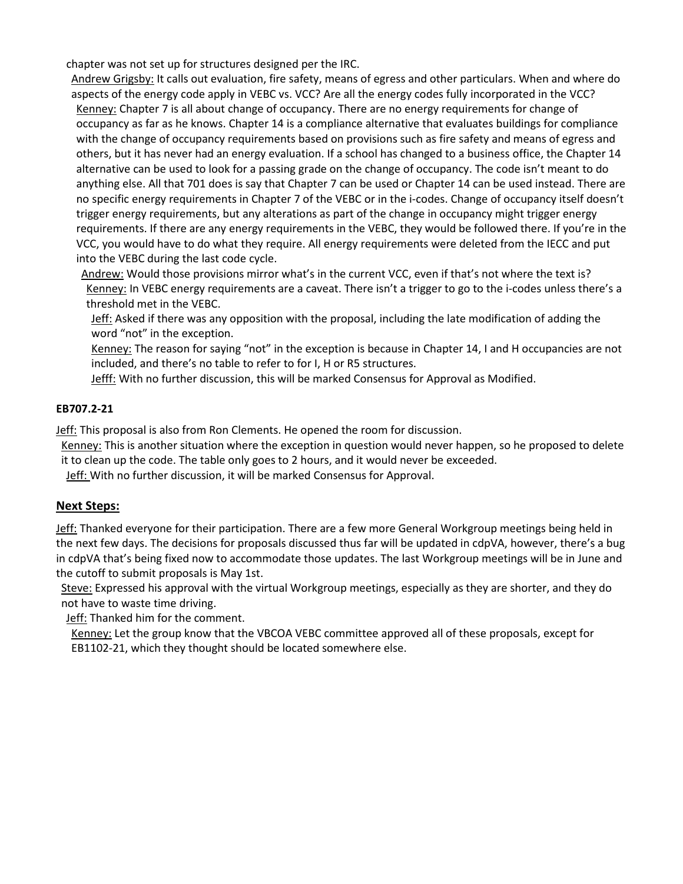chapter was not set up for structures designed per the IRC.

Andrew Grigsby: It calls out evaluation, fire safety, means of egress and other particulars. When and where do aspects of the energy code apply in VEBC vs. VCC? Are all the energy codes fully incorporated in the VCC?

Kenney: Chapter 7 is all about change of occupancy. There are no energy requirements for change of occupancy as far as he knows. Chapter 14 is a compliance alternative that evaluates buildings for compliance with the change of occupancy requirements based on provisions such as fire safety and means of egress and others, but it has never had an energy evaluation. If a school has changed to a business office, the Chapter 14 alternative can be used to look for a passing grade on the change of occupancy. The code isn't meant to do anything else. All that 701 does is say that Chapter 7 can be used or Chapter 14 can be used instead. There are no specific energy requirements in Chapter 7 of the VEBC or in the i-codes. Change of occupancy itself doesn't trigger energy requirements, but any alterations as part of the change in occupancy might trigger energy requirements. If there are any energy requirements in the VEBC, they would be followed there. If you're in the VCC, you would have to do what they require. All energy requirements were deleted from the IECC and put into the VEBC during the last code cycle.

Andrew: Would those provisions mirror what's in the current VCC, even if that's not where the text is?

Kenney: In VEBC energy requirements are a caveat. There isn't a trigger to go to the i-codes unless there's a threshold met in the VEBC.

Jeff: Asked if there was any opposition with the proposal, including the late modification of adding the word "not" in the exception.

Kenney: The reason for saying "not" in the exception is because in Chapter 14, I and H occupancies are not included, and there's no table to refer to for I, H or R5 structures.

Jefff: With no further discussion, this will be marked Consensus for Approval as Modified.

**EB707.2-21**

Jeff: This proposal is also from Ron Clements. He opened the room for discussion.

Kenney: This is another situation where the exception in question would never happen, so he proposed to delete it to clean up the code. The table only goes to 2 hours, and it would never be exceeded.

Jeff: With no further discussion, it will be marked Consensus for Approval.

## Next Steps:

Jeff: Thanked everyone for their participation. There are a few more General Workgroup meetings being held in the next few days. The decisions for proposals discussed thus far will be updated in cdpVA, however, there's a bug in cdpVA that's being fixed now to accommodate those updates. The last Workgroup meetings will be in June and the cutoff to submit proposals is May 1st.

Steve: Expressed his approval with the virtual Workgroup meetings, especially as they are shorter, and they do not have to waste time driving.

Jeff: Thanked him for the comment.

Kenney: Let the group know that the VBCOA VEBC committee approved all of these proposals, except for EB1102-21, which they thought should be located somewhere else.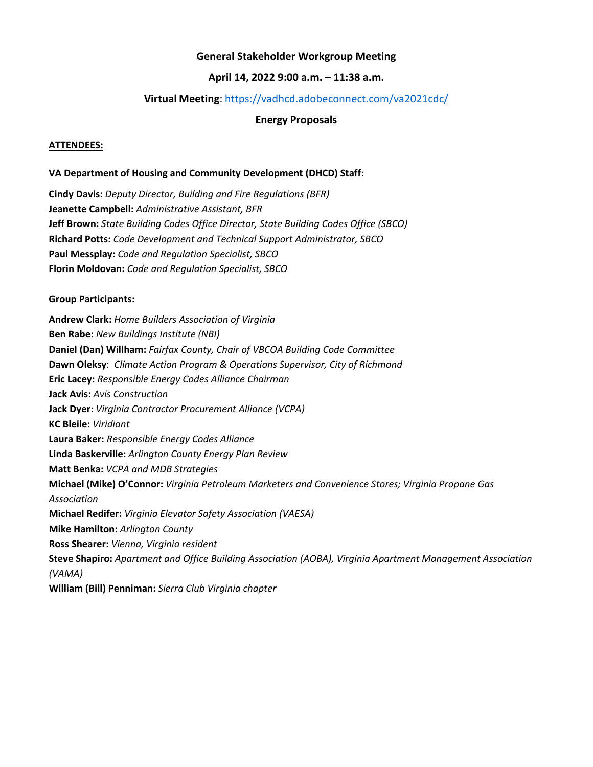**General Stakeholder Workgroup Meeting**

**April 14, 2022 9:00 a.m. – 11:38 a.m.**

**Virtual Meeting**: [https://vadhcd.adobeconnect.com/va2021cdc/](https://vadhcd.adobeconnect.com/va2021cdc/)

**Energy Proposals**

**ATTENDEES:**

**VA Department of Housing and Community Development (DHCD) Staff**:

**Cindy Davis:** *Deputy Director, Building and Fire Regulations (BFR)*
**Jeanette Campbell:** *Administrative Assistant, BFR*
**Jeff Brown:** *State Building Codes Office Director, State Building Codes Office (SBCO)*
**Richard Potts:** *Code Development and Technical Support Administrator, SBCO*
**Paul Messplay:** *Code and Regulation Specialist, SBCO*
**Florin Moldovan:** *Code and Regulation Specialist, SBCO*

**Group Participants:**

**Andrew Clark:** *Home Builders Association of Virginia*
**Ben Rabe:** *New Buildings Institute (NBI)*
**Daniel (Dan) Willham:** *Fairfax County, Chair of VBCOA Building Code Committee*
**Dawn Oleksy**: *Climate Action Program & Operations Supervisor, City of Richmond*
**Eric Lacey:** *Responsible Energy Codes Alliance Chairman*
**Jack Avis:** *Avis Construction*
**Jack Dyer**: *Virginia Contractor Procurement Alliance (VCPA)*
**KC Bleile:** *Viridiant*
**Laura Baker:** *Responsible Energy Codes Alliance*
**Linda Baskerville:** *Arlington County Energy Plan Review*
**Matt Benka:** *VCPA and MDB Strategies*
**Michael (Mike) O'Connor:** *Virginia Petroleum Marketers and Convenience Stores; Virginia Propane Gas Association*
**Michael Redifer:** *Virginia Elevator Safety Association (VAESA)*
**Mike Hamilton:** *Arlington County*
**Ross Shearer:** *Vienna, Virginia resident*
**Steve Shapiro:** *Apartment and Office Building Association (AOBA), Virginia Apartment Management Association (VAMA)*
**William (Bill) Penniman:** *Sierra Club Virginia chapter*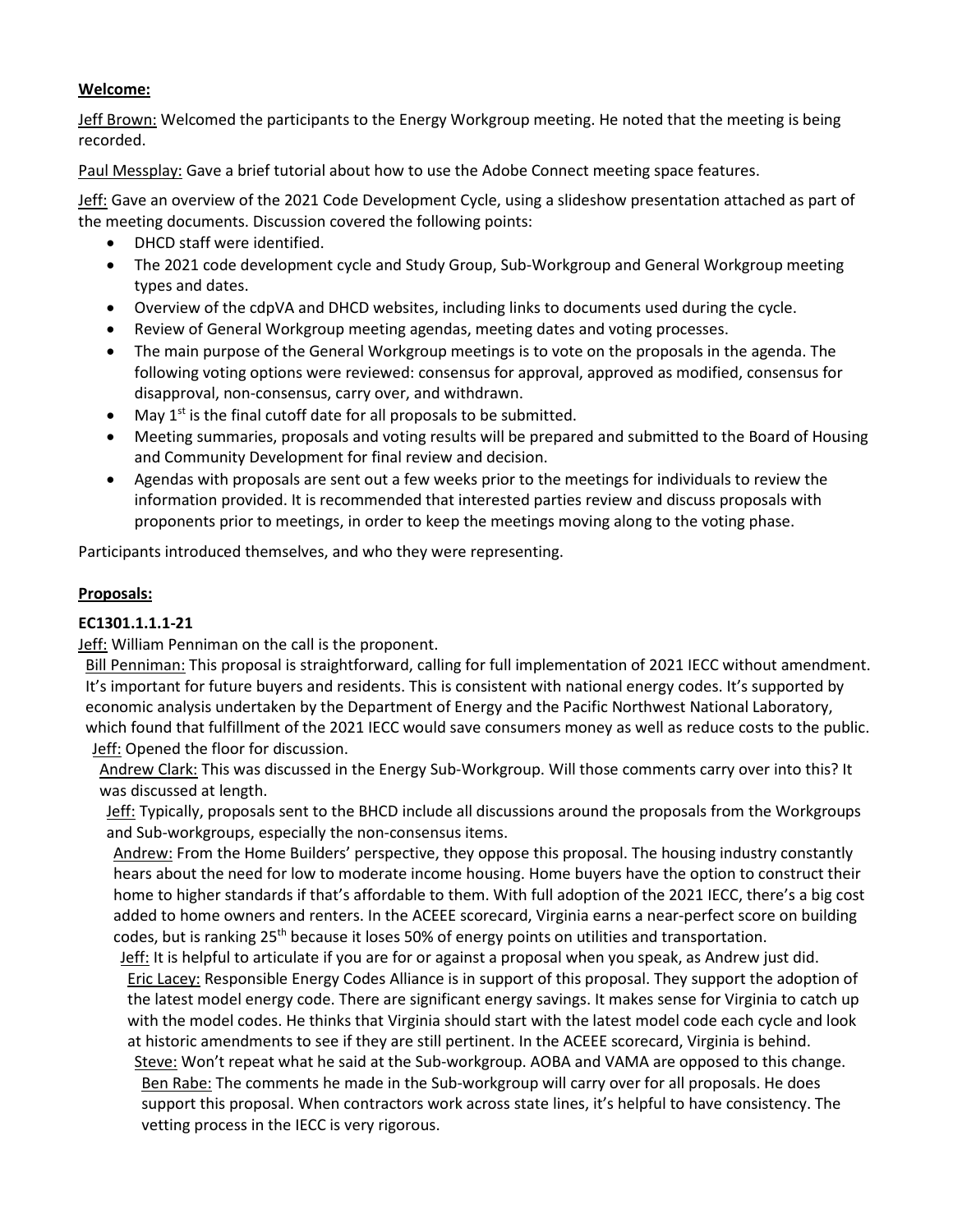**Welcome:**

Jeff Brown: Welcomed the participants to the Energy Workgroup meeting. He noted that the meeting is being recorded.

Paul Messplay: Gave a brief tutorial about how to use the Adobe Connect meeting space features.

Jeff: Gave an overview of the 2021 Code Development Cycle, using a slideshow presentation attached as part of the meeting documents. Discussion covered the following points:

- DHCD staff were identified.
- The 2021 code development cycle and Study Group, Sub-Workgroup and General Workgroup meeting types and dates.
- Overview of the cdpVA and DHCD websites, including links to documents used during the cycle.
- Review of General Workgroup meeting agendas, meeting dates and voting processes.
- The main purpose of the General Workgroup meetings is to vote on the proposals in the agenda. The following voting options were reviewed: consensus for approval, approved as modified, consensus for disapproval, non-consensus, carry over, and withdrawn.
- May 1st is the final cutoff date for all proposals to be submitted.
- Meeting summaries, proposals and voting results will be prepared and submitted to the Board of Housing and Community Development for final review and decision.
- Agendas with proposals are sent out a few weeks prior to the meetings for individuals to review the information provided. It is recommended that interested parties review and discuss proposals with proponents prior to meetings, in order to keep the meetings moving along to the voting phase.

Participants introduced themselves, and who they were representing.

**Proposals:**

**EC1301.1.1.1-21**

Jeff: William Penniman on the call is the proponent.

Bill Penniman: This proposal is straightforward, calling for full implementation of 2021 IECC without amendment. It's important for future buyers and residents. This is consistent with national energy codes. It's supported by economic analysis undertaken by the Department of Energy and the Pacific Northwest National Laboratory, which found that fulfillment of the 2021 IECC would save consumers money as well as reduce costs to the public.

Jeff: Opened the floor for discussion.

Andrew Clark: This was discussed in the Energy Sub-Workgroup. Will those comments carry over into this? It was discussed at length.

Jeff: Typically, proposals sent to the BHCD include all discussions around the proposals from the Workgroups and Sub-workgroups, especially the non-consensus items.

Andrew: From the Home Builders' perspective, they oppose this proposal. The housing industry constantly hears about the need for low to moderate income housing. Home buyers have the option to construct their home to higher standards if that's affordable to them. With full adoption of the 2021 IECC, there's a big cost added to home owners and renters. In the ACEEE scorecard, Virginia earns a near-perfect score on building codes, but is ranking 25th because it loses 50% of energy points on utilities and transportation.

Jeff: It is helpful to articulate if you are for or against a proposal when you speak, as Andrew just did.

Eric Lacey: Responsible Energy Codes Alliance is in support of this proposal. They support the adoption of the latest model energy code. There are significant energy savings. It makes sense for Virginia to catch up with the model codes. He thinks that Virginia should start with the latest model code each cycle and look at historic amendments to see if they are still pertinent. In the ACEEE scorecard, Virginia is behind.

Steve: Won't repeat what he said at the Sub-workgroup. AOBA and VAMA are opposed to this change.

Ben Rabe: The comments he made in the Sub-workgroup will carry over for all proposals. He does support this proposal. When contractors work across state lines, it's helpful to have consistency. The vetting process in the IECC is very rigorous.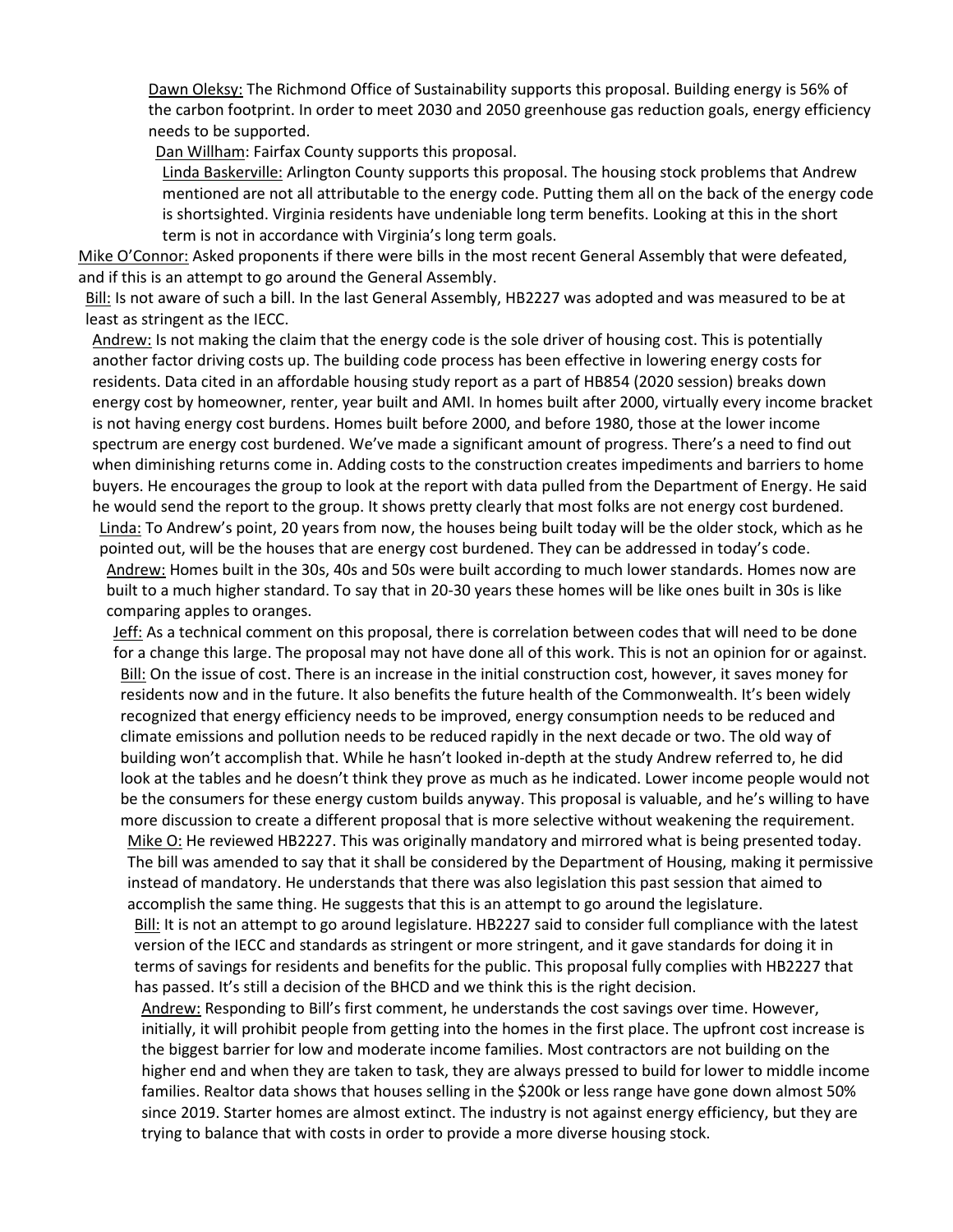Dawn Oleksy: The Richmond Office of Sustainability supports this proposal. Building energy is 56% of the carbon footprint. In order to meet 2030 and 2050 greenhouse gas reduction goals, energy efficiency needs to be supported.

Dan Willham: Fairfax County supports this proposal.

Linda Baskerville: Arlington County supports this proposal. The housing stock problems that Andrew mentioned are not all attributable to the energy code. Putting them all on the back of the energy code is shortsighted. Virginia residents have undeniable long term benefits. Looking at this in the short term is not in accordance with Virginia's long term goals.

Mike O'Connor: Asked proponents if there were bills in the most recent General Assembly that were defeated, and if this is an attempt to go around the General Assembly.

Bill: Is not aware of such a bill. In the last General Assembly, HB2227 was adopted and was measured to be at least as stringent as the IECC.

Andrew: Is not making the claim that the energy code is the sole driver of housing cost. This is potentially another factor driving costs up. The building code process has been effective in lowering energy costs for residents. Data cited in an affordable housing study report as a part of HB854 (2020 session) breaks down energy cost by homeowner, renter, year built and AMI. In homes built after 2000, virtually every income bracket is not having energy cost burdens. Homes built before 2000, and before 1980, those at the lower income spectrum are energy cost burdened. We've made a significant amount of progress. There's a need to find out when diminishing returns come in. Adding costs to the construction creates impediments and barriers to home buyers. He encourages the group to look at the report with data pulled from the Department of Energy. He said he would send the report to the group. It shows pretty clearly that most folks are not energy cost burdened.

Linda: To Andrew's point, 20 years from now, the houses being built today will be the older stock, which as he pointed out, will be the houses that are energy cost burdened. They can be addressed in today's code.

Andrew: Homes built in the 30s, 40s and 50s were built according to much lower standards. Homes now are built to a much higher standard. To say that in 20-30 years these homes will be like ones built in 30s is like comparing apples to oranges.

Jeff: As a technical comment on this proposal, there is correlation between codes that will need to be done for a change this large. The proposal may not have done all of this work. This is not an opinion for or against.

Bill: On the issue of cost. There is an increase in the initial construction cost, however, it saves money for residents now and in the future. It also benefits the future health of the Commonwealth. It's been widely recognized that energy efficiency needs to be improved, energy consumption needs to be reduced and climate emissions and pollution needs to be reduced rapidly in the next decade or two. The old way of building won't accomplish that. While he hasn't looked in-depth at the study Andrew referred to, he did look at the tables and he doesn't think they prove as much as he indicated. Lower income people would not be the consumers for these energy custom builds anyway. This proposal is valuable, and he's willing to have more discussion to create a different proposal that is more selective without weakening the requirement.

Mike O: He reviewed HB2227. This was originally mandatory and mirrored what is being presented today. The bill was amended to say that it shall be considered by the Department of Housing, making it permissive instead of mandatory. He understands that there was also legislation this past session that aimed to accomplish the same thing. He suggests that this is an attempt to go around the legislature.

Bill: It is not an attempt to go around legislature. HB2227 said to consider full compliance with the latest version of the IECC and standards as stringent or more stringent, and it gave standards for doing it in terms of savings for residents and benefits for the public. This proposal fully complies with HB2227 that has passed. It's still a decision of the BHCD and we think this is the right decision.

Andrew: Responding to Bill's first comment, he understands the cost savings over time. However, initially, it will prohibit people from getting into the homes in the first place. The upfront cost increase is the biggest barrier for low and moderate income families. Most contractors are not building on the higher end and when they are taken to task, they are always pressed to build for lower to middle income families. Realtor data shows that houses selling in the $200k or less range have gone down almost 50% since 2019. Starter homes are almost extinct. The industry is not against energy efficiency, but they are trying to balance that with costs in order to provide a more diverse housing stock.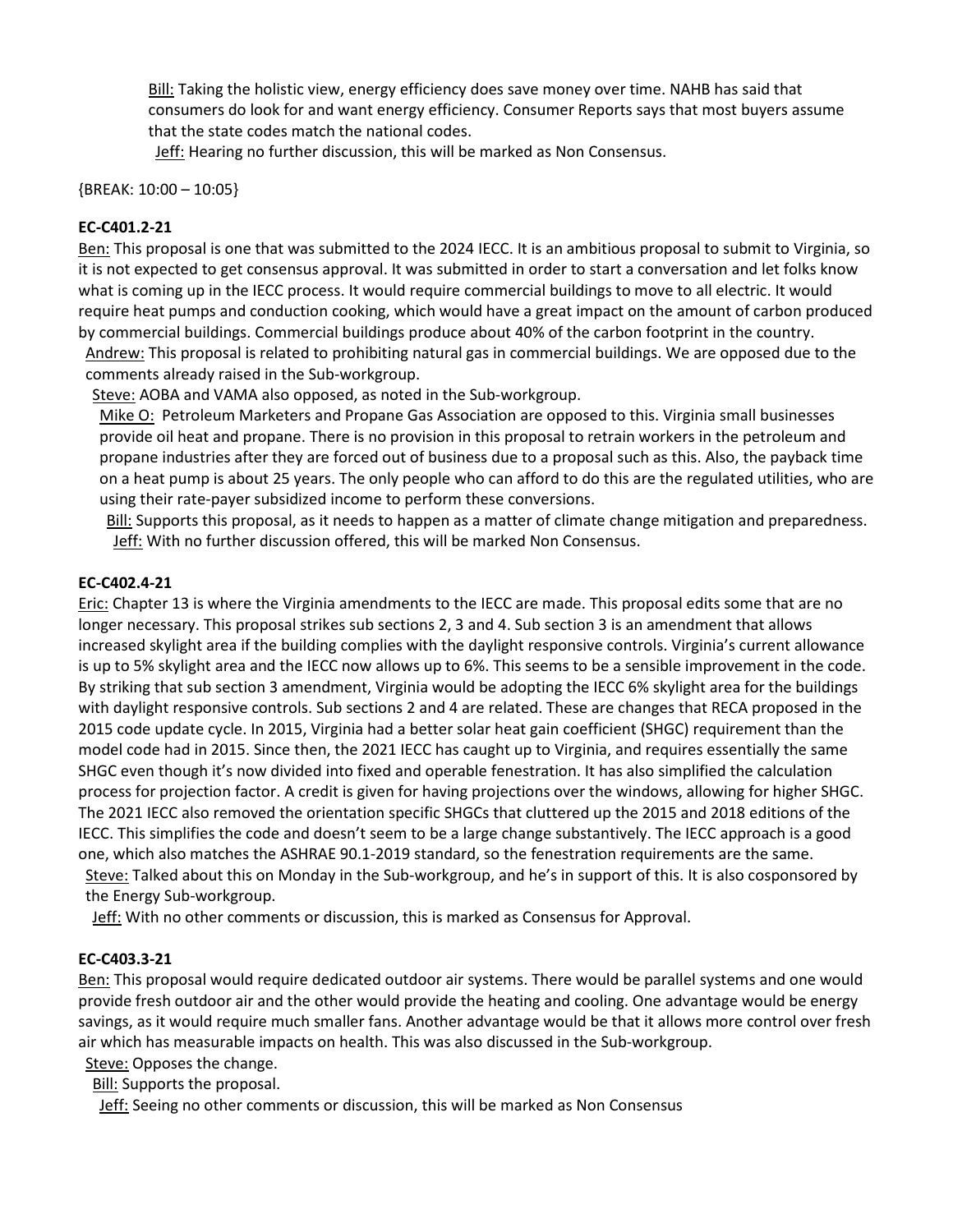Bill: Taking the holistic view, energy efficiency does save money over time. NAHB has said that consumers do look for and want energy efficiency. Consumer Reports says that most buyers assume that the state codes match the national codes.

Jeff: Hearing no further discussion, this will be marked as Non Consensus.

{BREAK: 10:00 – 10:05}

**EC-C401.2-21**

Ben: This proposal is one that was submitted to the 2024 IECC. It is an ambitious proposal to submit to Virginia, so it is not expected to get consensus approval. It was submitted in order to start a conversation and let folks know what is coming up in the IECC process. It would require commercial buildings to move to all electric. It would require heat pumps and conduction cooking, which would have a great impact on the amount of carbon produced by commercial buildings. Commercial buildings produce about 40% of the carbon footprint in the country.

Andrew: This proposal is related to prohibiting natural gas in commercial buildings. We are opposed due to the comments already raised in the Sub-workgroup.

Steve: AOBA and VAMA also opposed, as noted in the Sub-workgroup.

Mike O: Petroleum Marketers and Propane Gas Association are opposed to this. Virginia small businesses provide oil heat and propane. There is no provision in this proposal to retrain workers in the petroleum and propane industries after they are forced out of business due to a proposal such as this. Also, the payback time on a heat pump is about 25 years. The only people who can afford to do this are the regulated utilities, who are using their rate-payer subsidized income to perform these conversions.

Bill: Supports this proposal, as it needs to happen as a matter of climate change mitigation and preparedness.

Jeff: With no further discussion offered, this will be marked Non Consensus.

**EC-C402.4-21**

Eric: Chapter 13 is where the Virginia amendments to the IECC are made. This proposal edits some that are no longer necessary. This proposal strikes sub sections 2, 3 and 4. Sub section 3 is an amendment that allows increased skylight area if the building complies with the daylight responsive controls. Virginia's current allowance is up to 5% skylight area and the IECC now allows up to 6%. This seems to be a sensible improvement in the code. By striking that sub section 3 amendment, Virginia would be adopting the IECC 6% skylight area for the buildings with daylight responsive controls. Sub sections 2 and 4 are related. These are changes that RECA proposed in the 2015 code update cycle. In 2015, Virginia had a better solar heat gain coefficient (SHGC) requirement than the model code had in 2015. Since then, the 2021 IECC has caught up to Virginia, and requires essentially the same SHGC even though it's now divided into fixed and operable fenestration. It has also simplified the calculation process for projection factor. A credit is given for having projections over the windows, allowing for higher SHGC. The 2021 IECC also removed the orientation specific SHGCs that cluttered up the 2015 and 2018 editions of the IECC. This simplifies the code and doesn't seem to be a large change substantively. The IECC approach is a good one, which also matches the ASHRAE 90.1-2019 standard, so the fenestration requirements are the same.

Steve: Talked about this on Monday in the Sub-workgroup, and he's in support of this. It is also cosponsored by the Energy Sub-workgroup.

Jeff: With no other comments or discussion, this is marked as Consensus for Approval.

**EC-C403.3-21**

Ben: This proposal would require dedicated outdoor air systems. There would be parallel systems and one would provide fresh outdoor air and the other would provide the heating and cooling. One advantage would be energy savings, as it would require much smaller fans. Another advantage would be that it allows more control over fresh air which has measurable impacts on health. This was also discussed in the Sub-workgroup.

Steve: Opposes the change.

Bill: Supports the proposal.

Jeff: Seeing no other comments or discussion, this will be marked as Non Consensus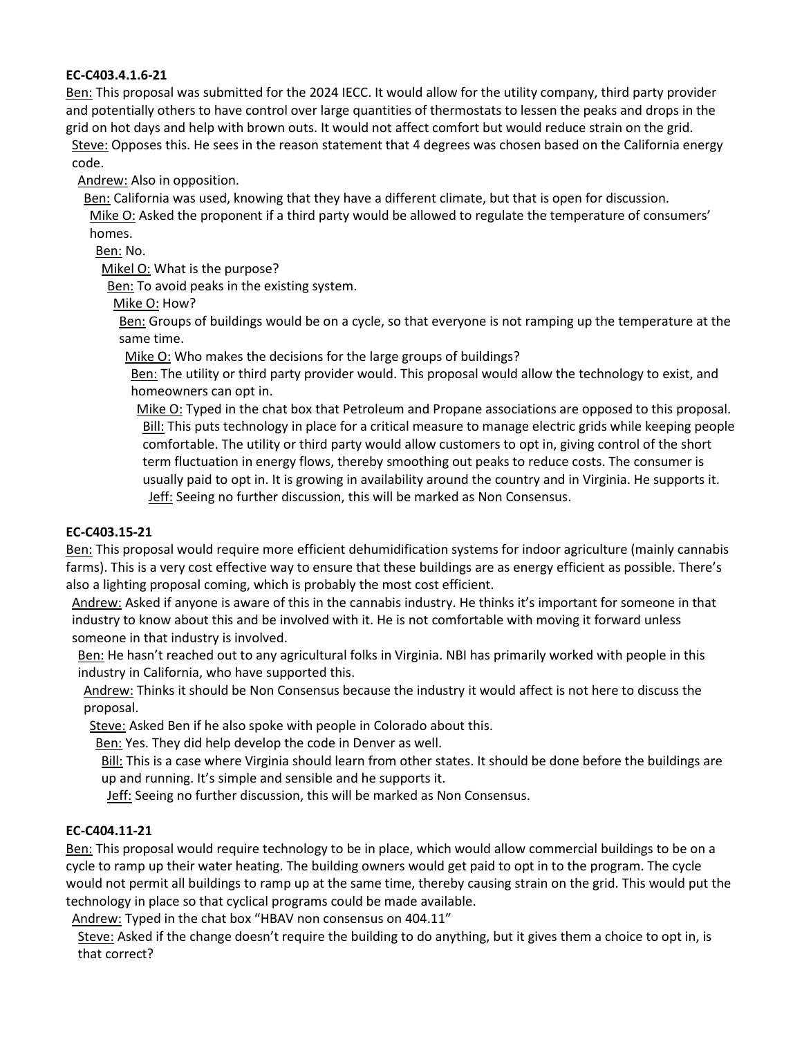**EC-C403.4.1.6-21**

Ben: This proposal was submitted for the 2024 IECC. It would allow for the utility company, third party provider and potentially others to have control over large quantities of thermostats to lessen the peaks and drops in the grid on hot days and help with brown outs. It would not affect comfort but would reduce strain on the grid.

Steve: Opposes this. He sees in the reason statement that 4 degrees was chosen based on the California energy code.

Andrew: Also in opposition.

Ben: California was used, knowing that they have a different climate, but that is open for discussion.

Mike O: Asked the proponent if a third party would be allowed to regulate the temperature of consumers' homes.

Ben: No.

Mikel O: What is the purpose?

Ben: To avoid peaks in the existing system.

Mike O: How?

Ben: Groups of buildings would be on a cycle, so that everyone is not ramping up the temperature at the same time.

Mike O: Who makes the decisions for the large groups of buildings?

Ben: The utility or third party provider would. This proposal would allow the technology to exist, and homeowners can opt in.

Mike O: Typed in the chat box that Petroleum and Propane associations are opposed to this proposal.

Bill: This puts technology in place for a critical measure to manage electric grids while keeping people comfortable. The utility or third party would allow customers to opt in, giving control of the short term fluctuation in energy flows, thereby smoothing out peaks to reduce costs. The consumer is usually paid to opt in. It is growing in availability around the country and in Virginia. He supports it.

Jeff: Seeing no further discussion, this will be marked as Non Consensus.

**EC-C403.15-21**

Ben: This proposal would require more efficient dehumidification systems for indoor agriculture (mainly cannabis farms). This is a very cost effective way to ensure that these buildings are as energy efficient as possible. There's also a lighting proposal coming, which is probably the most cost efficient.

Andrew: Asked if anyone is aware of this in the cannabis industry. He thinks it's important for someone in that industry to know about this and be involved with it. He is not comfortable with moving it forward unless someone in that industry is involved.

Ben: He hasn't reached out to any agricultural folks in Virginia. NBI has primarily worked with people in this industry in California, who have supported this.

Andrew: Thinks it should be Non Consensus because the industry it would affect is not here to discuss the proposal.

Steve: Asked Ben if he also spoke with people in Colorado about this.

Ben: Yes. They did help develop the code in Denver as well.

Bill: This is a case where Virginia should learn from other states. It should be done before the buildings are up and running. It's simple and sensible and he supports it.

Jeff: Seeing no further discussion, this will be marked as Non Consensus.

**EC-C404.11-21**

Ben: This proposal would require technology to be in place, which would allow commercial buildings to be on a cycle to ramp up their water heating. The building owners would get paid to opt in to the program. The cycle would not permit all buildings to ramp up at the same time, thereby causing strain on the grid. This would put the technology in place so that cyclical programs could be made available.

Andrew: Typed in the chat box "HBAV non consensus on 404.11"

Steve: Asked if the change doesn't require the building to do anything, but it gives them a choice to opt in, is that correct?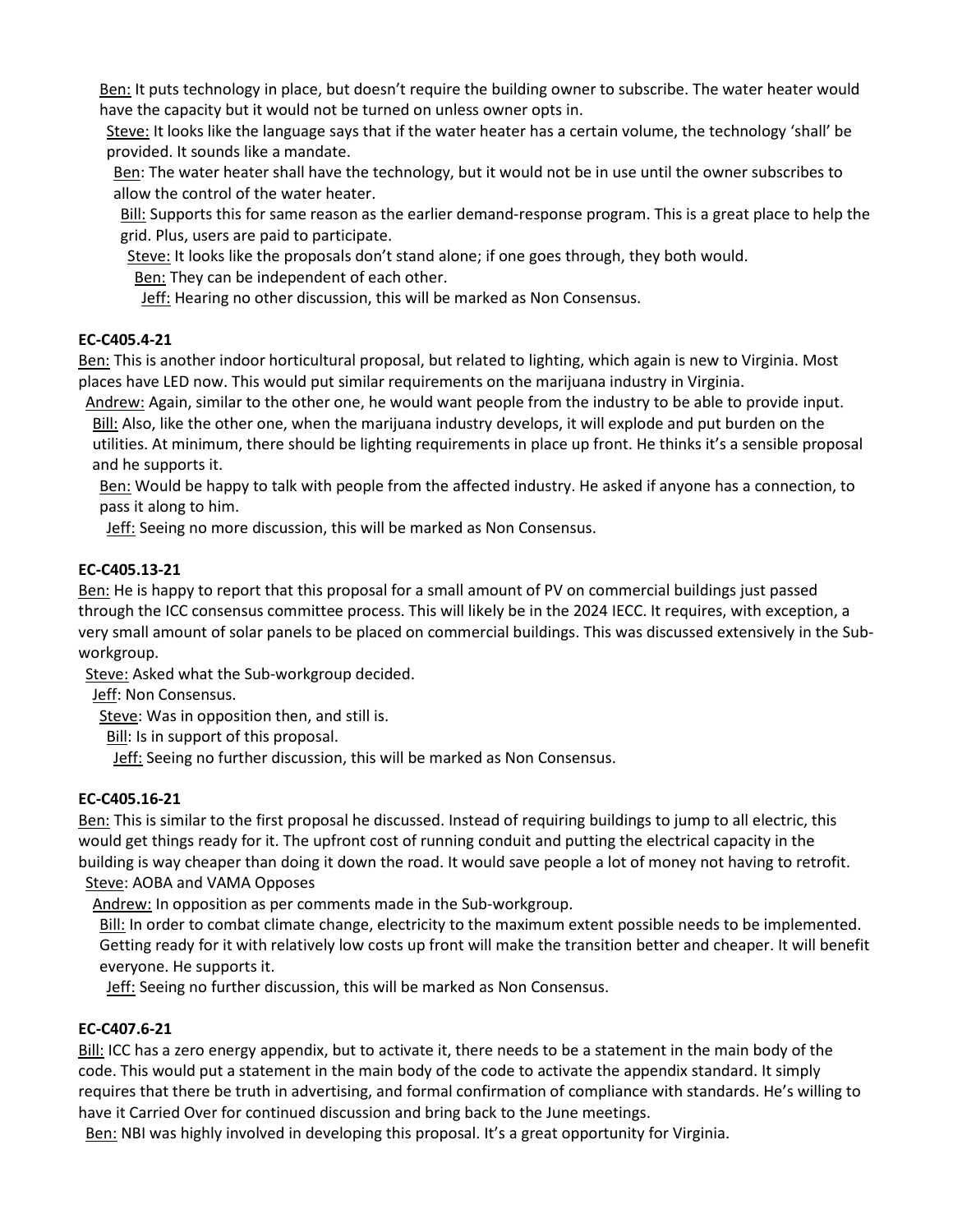Ben: It puts technology in place, but doesn't require the building owner to subscribe. The water heater would have the capacity but it would not be turned on unless owner opts in.

Steve: It looks like the language says that if the water heater has a certain volume, the technology 'shall' be provided. It sounds like a mandate.

Ben: The water heater shall have the technology, but it would not be in use until the owner subscribes to allow the control of the water heater.

Bill: Supports this for same reason as the earlier demand-response program. This is a great place to help the grid. Plus, users are paid to participate.

Steve: It looks like the proposals don't stand alone; if one goes through, they both would.

Ben: They can be independent of each other.

Jeff: Hearing no other discussion, this will be marked as Non Consensus.

**EC-C405.4-21**

Ben: This is another indoor horticultural proposal, but related to lighting, which again is new to Virginia. Most places have LED now. This would put similar requirements on the marijuana industry in Virginia.

Andrew: Again, similar to the other one, he would want people from the industry to be able to provide input.

Bill: Also, like the other one, when the marijuana industry develops, it will explode and put burden on the utilities. At minimum, there should be lighting requirements in place up front. He thinks it's a sensible proposal and he supports it.

Ben: Would be happy to talk with people from the affected industry. He asked if anyone has a connection, to pass it along to him.

Jeff: Seeing no more discussion, this will be marked as Non Consensus.

**EC-C405.13-21**

Ben: He is happy to report that this proposal for a small amount of PV on commercial buildings just passed through the ICC consensus committee process. This will likely be in the 2024 IECC. It requires, with exception, a very small amount of solar panels to be placed on commercial buildings. This was discussed extensively in the Sub-workgroup.

Steve: Asked what the Sub-workgroup decided.

Jeff: Non Consensus.

Steve: Was in opposition then, and still is.

Bill: Is in support of this proposal.

Jeff: Seeing no further discussion, this will be marked as Non Consensus.

**EC-C405.16-21**

Ben: This is similar to the first proposal he discussed. Instead of requiring buildings to jump to all electric, this would get things ready for it. The upfront cost of running conduit and putting the electrical capacity in the building is way cheaper than doing it down the road. It would save people a lot of money not having to retrofit.

Steve: AOBA and VAMA Opposes

Andrew: In opposition as per comments made in the Sub-workgroup.

Bill: In order to combat climate change, electricity to the maximum extent possible needs to be implemented. Getting ready for it with relatively low costs up front will make the transition better and cheaper. It will benefit everyone. He supports it.

Jeff: Seeing no further discussion, this will be marked as Non Consensus.

**EC-C407.6-21**

Bill: ICC has a zero energy appendix, but to activate it, there needs to be a statement in the main body of the code. This would put a statement in the main body of the code to activate the appendix standard. It simply requires that there be truth in advertising, and formal confirmation of compliance with standards. He's willing to have it Carried Over for continued discussion and bring back to the June meetings.

Ben: NBI was highly involved in developing this proposal. It's a great opportunity for Virginia.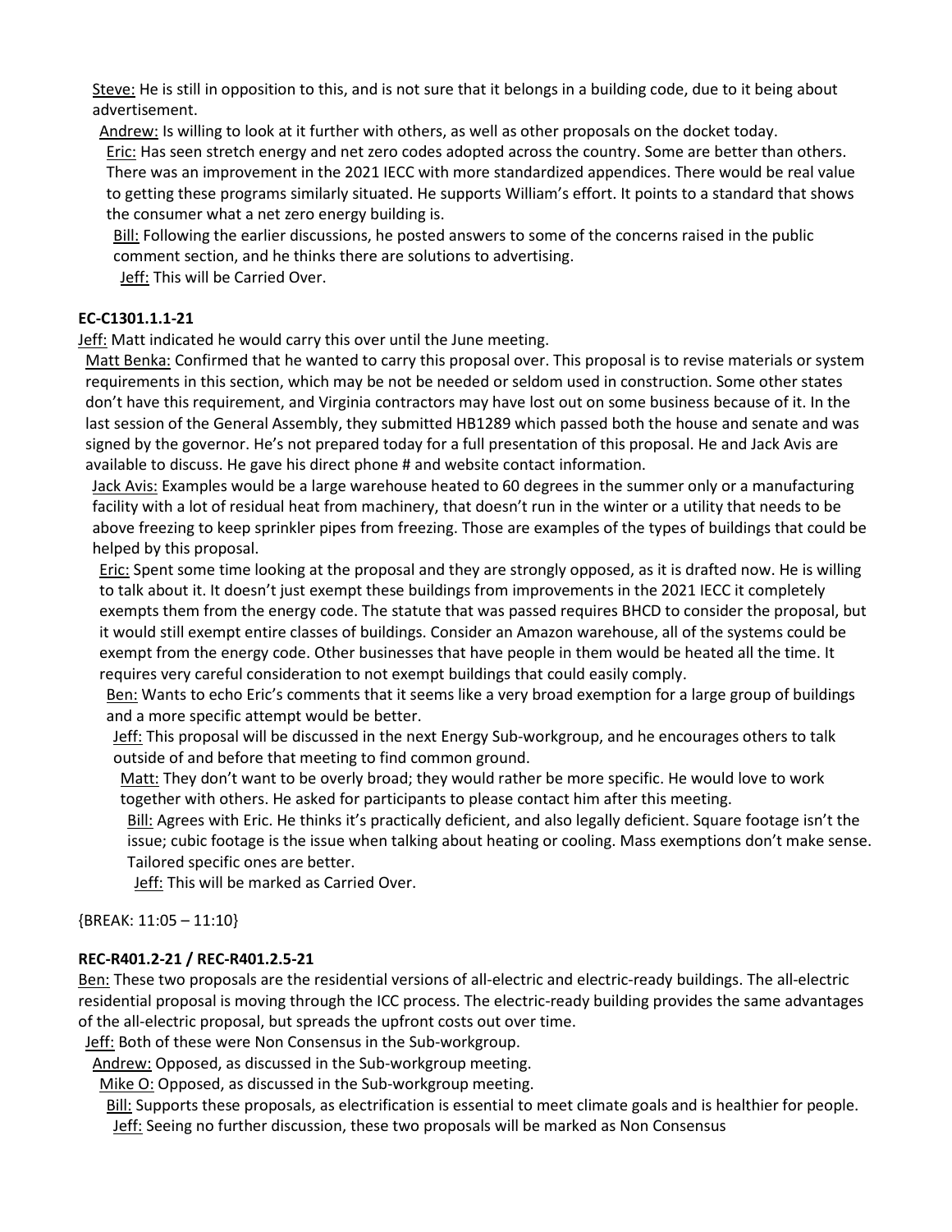Steve: He is still in opposition to this, and is not sure that it belongs in a building code, due to it being about advertisement.

Andrew: Is willing to look at it further with others, as well as other proposals on the docket today.

Eric: Has seen stretch energy and net zero codes adopted across the country. Some are better than others. There was an improvement in the 2021 IECC with more standardized appendices. There would be real value to getting these programs similarly situated. He supports William's effort. It points to a standard that shows the consumer what a net zero energy building is.

Bill: Following the earlier discussions, he posted answers to some of the concerns raised in the public comment section, and he thinks there are solutions to advertising.

Jeff: This will be Carried Over.

**EC-C1301.1.1-21**

Jeff: Matt indicated he would carry this over until the June meeting.

Matt Benka: Confirmed that he wanted to carry this proposal over. This proposal is to revise materials or system requirements in this section, which may be not be needed or seldom used in construction. Some other states don't have this requirement, and Virginia contractors may have lost out on some business because of it. In the last session of the General Assembly, they submitted HB1289 which passed both the house and senate and was signed by the governor. He's not prepared today for a full presentation of this proposal. He and Jack Avis are available to discuss. He gave his direct phone # and website contact information.

Jack Avis: Examples would be a large warehouse heated to 60 degrees in the summer only or a manufacturing facility with a lot of residual heat from machinery, that doesn't run in the winter or a utility that needs to be above freezing to keep sprinkler pipes from freezing. Those are examples of the types of buildings that could be helped by this proposal.

Eric: Spent some time looking at the proposal and they are strongly opposed, as it is drafted now. He is willing to talk about it. It doesn't just exempt these buildings from improvements in the 2021 IECC it completely exempts them from the energy code. The statute that was passed requires BHCD to consider the proposal, but it would still exempt entire classes of buildings. Consider an Amazon warehouse, all of the systems could be exempt from the energy code. Other businesses that have people in them would be heated all the time. It requires very careful consideration to not exempt buildings that could easily comply.

Ben: Wants to echo Eric's comments that it seems like a very broad exemption for a large group of buildings and a more specific attempt would be better.

Jeff: This proposal will be discussed in the next Energy Sub-workgroup, and he encourages others to talk outside of and before that meeting to find common ground.

Matt: They don't want to be overly broad; they would rather be more specific. He would love to work together with others. He asked for participants to please contact him after this meeting.

Bill: Agrees with Eric. He thinks it's practically deficient, and also legally deficient. Square footage isn't the issue; cubic footage is the issue when talking about heating or cooling. Mass exemptions don't make sense. Tailored specific ones are better.

Jeff: This will be marked as Carried Over.

{BREAK: 11:05 – 11:10}

**REC-R401.2-21 / REC-R401.2.5-21**

Ben: These two proposals are the residential versions of all-electric and electric-ready buildings. The all-electric residential proposal is moving through the ICC process. The electric-ready building provides the same advantages of the all-electric proposal, but spreads the upfront costs out over time.

Jeff: Both of these were Non Consensus in the Sub-workgroup.

Andrew: Opposed, as discussed in the Sub-workgroup meeting.

Mike O: Opposed, as discussed in the Sub-workgroup meeting.

Bill: Supports these proposals, as electrification is essential to meet climate goals and is healthier for people.

Jeff: Seeing no further discussion, these two proposals will be marked as Non Consensus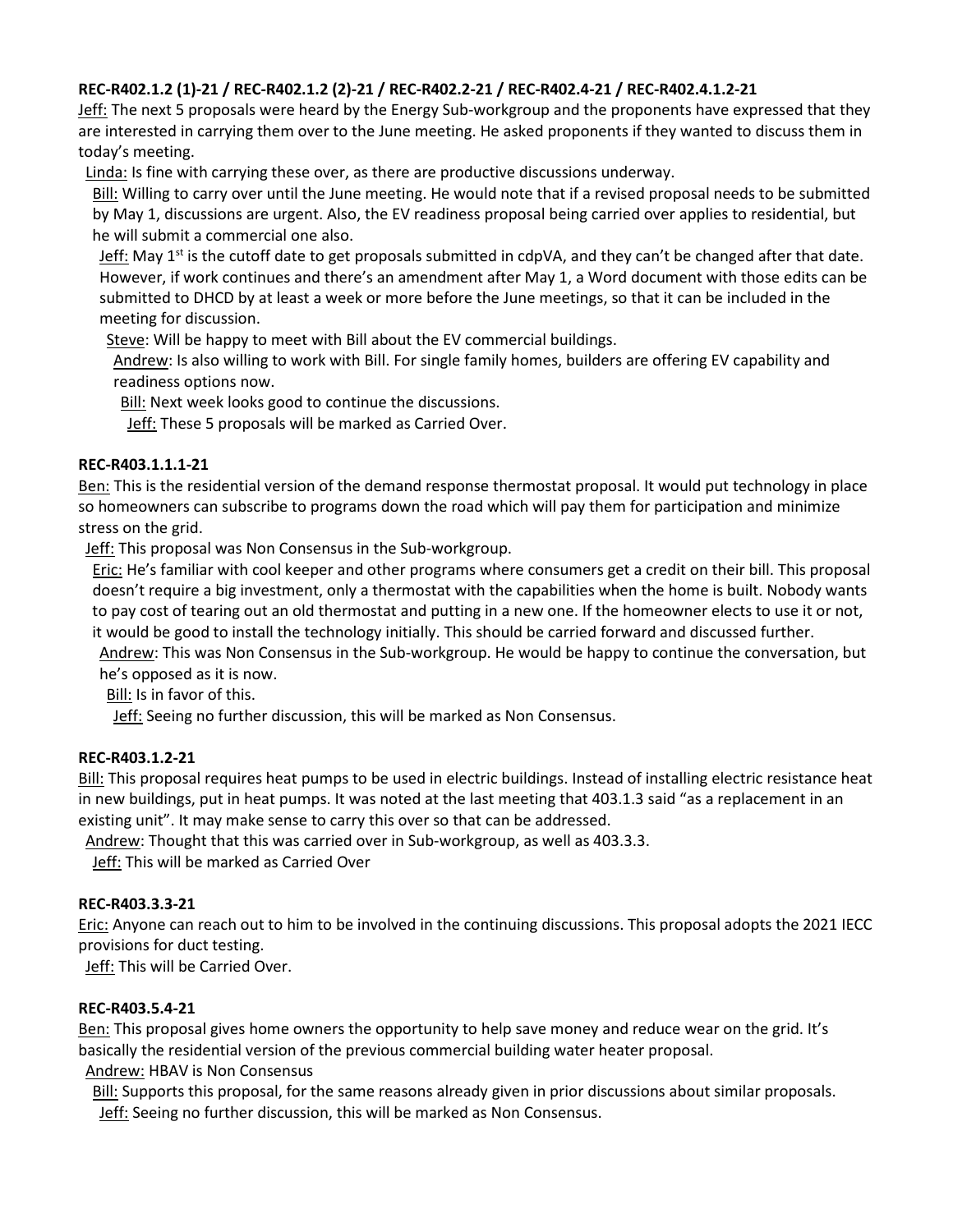**REC-R402.1.2 (1)-21 / REC-R402.1.2 (2)-21 / REC-R402.2-21 / REC-R402.4-21 / REC-R402.4.1.2-21**

Jeff: The next 5 proposals were heard by the Energy Sub-workgroup and the proponents have expressed that they are interested in carrying them over to the June meeting. He asked proponents if they wanted to discuss them in today's meeting.

Linda: Is fine with carrying these over, as there are productive discussions underway.

Bill: Willing to carry over until the June meeting. He would note that if a revised proposal needs to be submitted by May 1, discussions are urgent. Also, the EV readiness proposal being carried over applies to residential, but he will submit a commercial one also.

Jeff: May 1st is the cutoff date to get proposals submitted in cdpVA, and they can't be changed after that date. However, if work continues and there's an amendment after May 1, a Word document with those edits can be submitted to DHCD by at least a week or more before the June meetings, so that it can be included in the meeting for discussion.

Steve: Will be happy to meet with Bill about the EV commercial buildings.

Andrew: Is also willing to work with Bill. For single family homes, builders are offering EV capability and readiness options now.

Bill: Next week looks good to continue the discussions.

Jeff: These 5 proposals will be marked as Carried Over.

**REC-R403.1.1.1-21**

Ben: This is the residential version of the demand response thermostat proposal. It would put technology in place so homeowners can subscribe to programs down the road which will pay them for participation and minimize stress on the grid.

Jeff: This proposal was Non Consensus in the Sub-workgroup.

Eric: He's familiar with cool keeper and other programs where consumers get a credit on their bill. This proposal doesn't require a big investment, only a thermostat with the capabilities when the home is built. Nobody wants to pay cost of tearing out an old thermostat and putting in a new one. If the homeowner elects to use it or not, it would be good to install the technology initially. This should be carried forward and discussed further.

Andrew: This was Non Consensus in the Sub-workgroup. He would be happy to continue the conversation, but he's opposed as it is now.

Bill: Is in favor of this.

Jeff: Seeing no further discussion, this will be marked as Non Consensus.

**REC-R403.1.2-21**

Bill: This proposal requires heat pumps to be used in electric buildings. Instead of installing electric resistance heat in new buildings, put in heat pumps. It was noted at the last meeting that 403.1.3 said "as a replacement in an existing unit". It may make sense to carry this over so that can be addressed.

Andrew: Thought that this was carried over in Sub-workgroup, as well as 403.3.3.

Jeff: This will be marked as Carried Over

**REC-R403.3.3-21**

Eric: Anyone can reach out to him to be involved in the continuing discussions. This proposal adopts the 2021 IECC provisions for duct testing.

Jeff: This will be Carried Over.

**REC-R403.5.4-21**

Ben: This proposal gives home owners the opportunity to help save money and reduce wear on the grid. It's basically the residential version of the previous commercial building water heater proposal.

Andrew: HBAV is Non Consensus

Bill: Supports this proposal, for the same reasons already given in prior discussions about similar proposals.

Jeff: Seeing no further discussion, this will be marked as Non Consensus.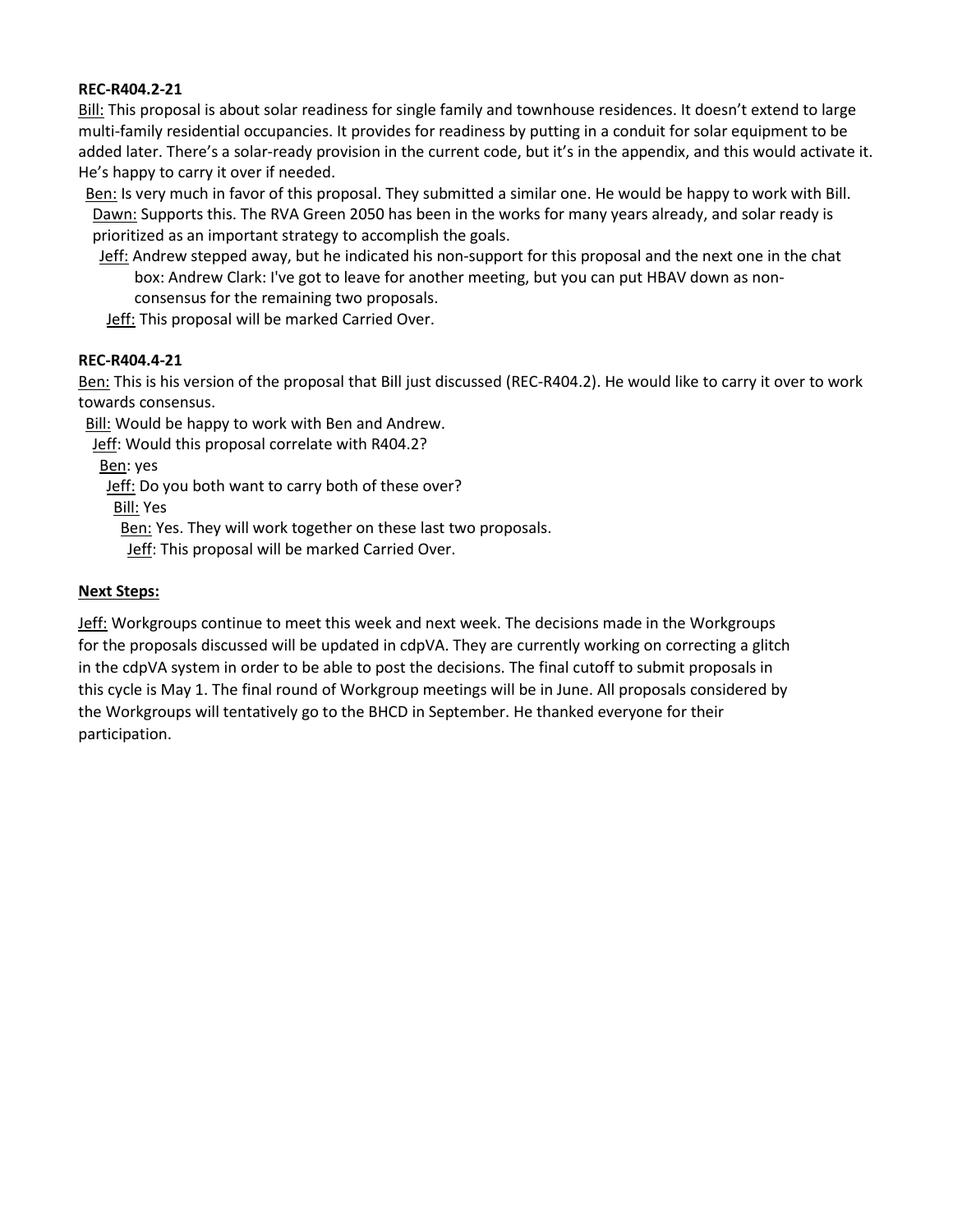**REC-R404.2-21**

Bill: This proposal is about solar readiness for single family and townhouse residences. It doesn't extend to large multi-family residential occupancies. It provides for readiness by putting in a conduit for solar equipment to be added later. There's a solar-ready provision in the current code, but it's in the appendix, and this would activate it. He's happy to carry it over if needed.

Ben: Is very much in favor of this proposal. They submitted a similar one. He would be happy to work with Bill.

Dawn: Supports this. The RVA Green 2050 has been in the works for many years already, and solar ready is prioritized as an important strategy to accomplish the goals.

Jeff: Andrew stepped away, but he indicated his non-support for this proposal and the next one in the chat box: Andrew Clark: I've got to leave for another meeting, but you can put HBAV down as non-consensus for the remaining two proposals.

Jeff: This proposal will be marked Carried Over.

**REC-R404.4-21**

Ben: This is his version of the proposal that Bill just discussed (REC-R404.2). He would like to carry it over to work towards consensus.

Bill: Would be happy to work with Ben and Andrew.

Jeff: Would this proposal correlate with R404.2?

Ben: yes

Jeff: Do you both want to carry both of these over?

Bill: Yes

Ben: Yes. They will work together on these last two proposals.

Jeff: This proposal will be marked Carried Over.

**Next Steps:**

Jeff: Workgroups continue to meet this week and next week. The decisions made in the Workgroups for the proposals discussed will be updated in cdpVA. They are currently working on correcting a glitch in the cdpVA system in order to be able to post the decisions. The final cutoff to submit proposals in this cycle is May 1. The final round of Workgroup meetings will be in June. All proposals considered by the Workgroups will tentatively go to the BHCD in September. He thanked everyone for their participation.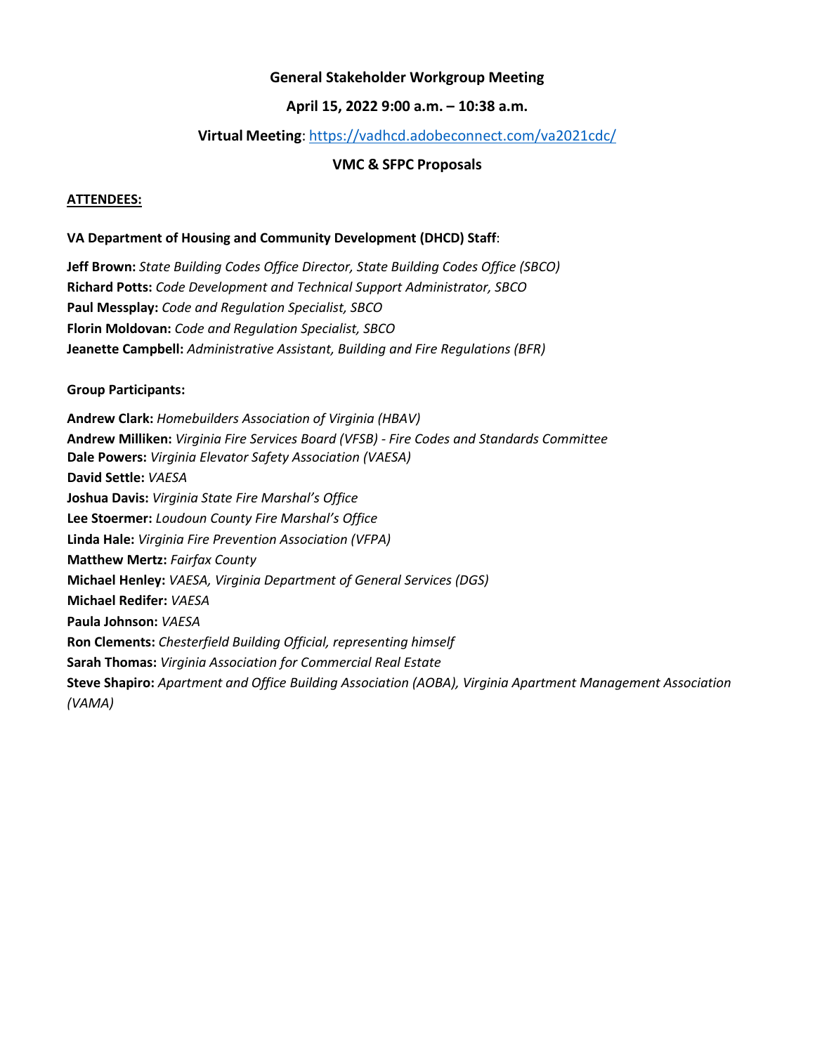**General Stakeholder Workgroup Meeting**

**April 15, 2022 9:00 a.m. – 10:38 a.m.**

**Virtual Meeting**: https://vadhcd.adobeconnect.com/va2021cdc/

**VMC & SFPC Proposals**

**ATTENDEES:**

**VA Department of Housing and Community Development (DHCD) Staff**:

**Jeff Brown:** *State Building Codes Office Director, State Building Codes Office (SBCO)*
**Richard Potts:** *Code Development and Technical Support Administrator, SBCO*
**Paul Messplay:** *Code and Regulation Specialist, SBCO*
**Florin Moldovan:** *Code and Regulation Specialist, SBCO*
**Jeanette Campbell:** *Administrative Assistant, Building and Fire Regulations (BFR)*

**Group Participants:**

**Andrew Clark:** *Homebuilders Association of Virginia (HBAV)*
**Andrew Milliken:** *Virginia Fire Services Board (VFSB) - Fire Codes and Standards Committee*
**Dale Powers:** *Virginia Elevator Safety Association (VAESA)*
**David Settle:** *VAESA*
**Joshua Davis:** *Virginia State Fire Marshal's Office*
**Lee Stoermer:** *Loudoun County Fire Marshal's Office*
**Linda Hale:** *Virginia Fire Prevention Association (VFPA)*
**Matthew Mertz:** *Fairfax County*
**Michael Henley:** *VAESA, Virginia Department of General Services (DGS)*
**Michael Redifer:** *VAESA*
**Paula Johnson:** *VAESA*
**Ron Clements:** *Chesterfield Building Official, representing himself*
**Sarah Thomas:** *Virginia Association for Commercial Real Estate*
**Steve Shapiro:** *Apartment and Office Building Association (AOBA), Virginia Apartment Management Association (VAMA)*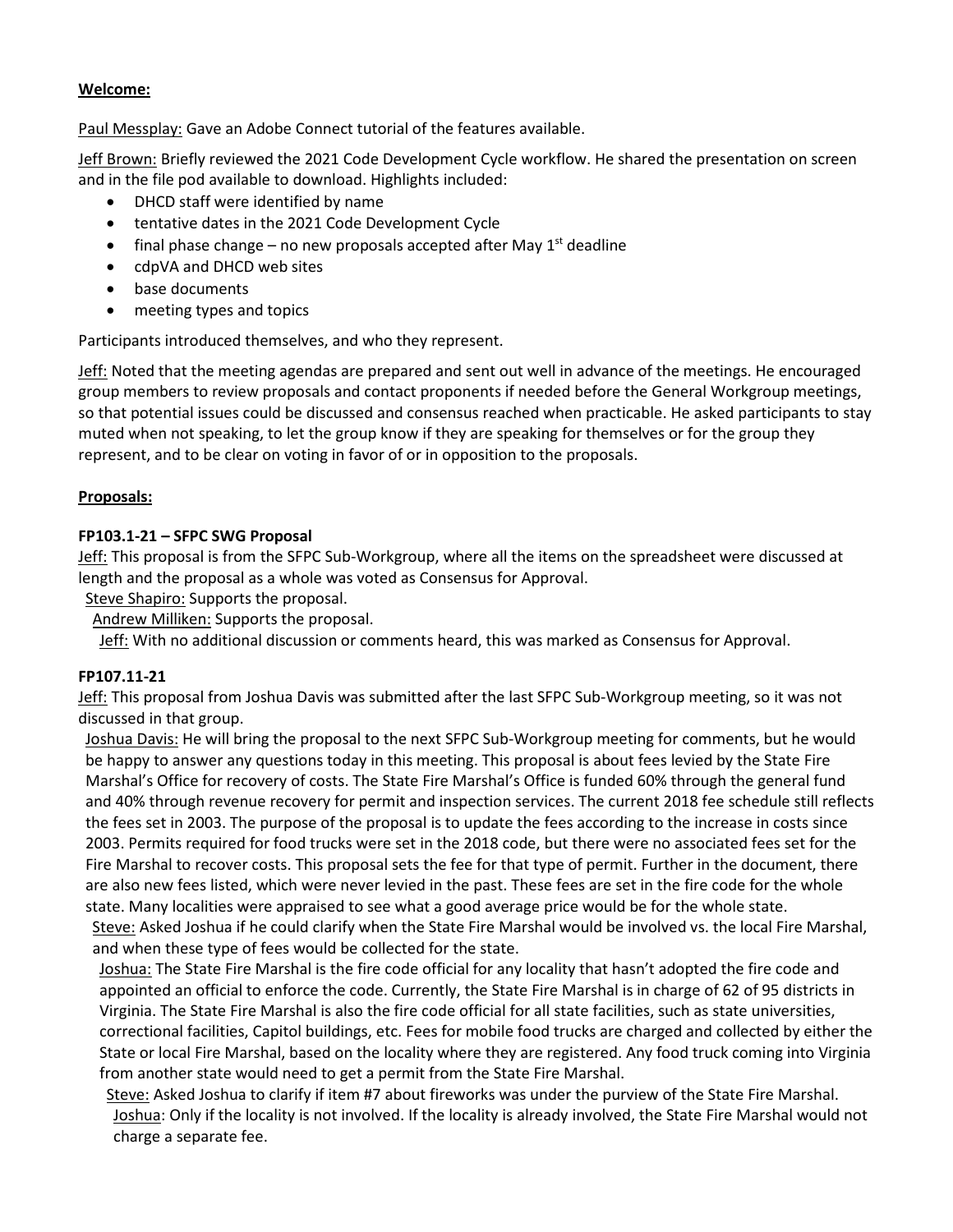**Welcome:**

Paul Messplay: Gave an Adobe Connect tutorial of the features available.

Jeff Brown: Briefly reviewed the 2021 Code Development Cycle workflow. He shared the presentation on screen and in the file pod available to download. Highlights included:

- DHCD staff were identified by name
- tentative dates in the 2021 Code Development Cycle
- final phase change – no new proposals accepted after May 1st deadline
- cdpVA and DHCD web sites
- base documents
- meeting types and topics

Participants introduced themselves, and who they represent.

Jeff: Noted that the meeting agendas are prepared and sent out well in advance of the meetings. He encouraged group members to review proposals and contact proponents if needed before the General Workgroup meetings, so that potential issues could be discussed and consensus reached when practicable. He asked participants to stay muted when not speaking, to let the group know if they are speaking for themselves or for the group they represent, and to be clear on voting in favor of or in opposition to the proposals.

**Proposals:**

**FP103.1-21 – SFPC SWG Proposal**

Jeff: This proposal is from the SFPC Sub-Workgroup, where all the items on the spreadsheet were discussed at length and the proposal as a whole was voted as Consensus for Approval.

Steve Shapiro: Supports the proposal.

Andrew Milliken: Supports the proposal.

Jeff: With no additional discussion or comments heard, this was marked as Consensus for Approval.

**FP107.11-21**

Jeff: This proposal from Joshua Davis was submitted after the last SFPC Sub-Workgroup meeting, so it was not discussed in that group.

Joshua Davis: He will bring the proposal to the next SFPC Sub-Workgroup meeting for comments, but he would be happy to answer any questions today in this meeting. This proposal is about fees levied by the State Fire Marshal's Office for recovery of costs. The State Fire Marshal's Office is funded 60% through the general fund and 40% through revenue recovery for permit and inspection services. The current 2018 fee schedule still reflects the fees set in 2003. The purpose of the proposal is to update the fees according to the increase in costs since 2003. Permits required for food trucks were set in the 2018 code, but there were no associated fees set for the Fire Marshal to recover costs. This proposal sets the fee for that type of permit. Further in the document, there are also new fees listed, which were never levied in the past. These fees are set in the fire code for the whole state. Many localities were appraised to see what a good average price would be for the whole state.

Steve: Asked Joshua if he could clarify when the State Fire Marshal would be involved vs. the local Fire Marshal, and when these type of fees would be collected for the state.

Joshua: The State Fire Marshal is the fire code official for any locality that hasn't adopted the fire code and appointed an official to enforce the code. Currently, the State Fire Marshal is in charge of 62 of 95 districts in Virginia. The State Fire Marshal is also the fire code official for all state facilities, such as state universities, correctional facilities, Capitol buildings, etc. Fees for mobile food trucks are charged and collected by either the State or local Fire Marshal, based on the locality where they are registered. Any food truck coming into Virginia from another state would need to get a permit from the State Fire Marshal.

Steve: Asked Joshua to clarify if item #7 about fireworks was under the purview of the State Fire Marshal.

Joshua: Only if the locality is not involved. If the locality is already involved, the State Fire Marshal would not charge a separate fee.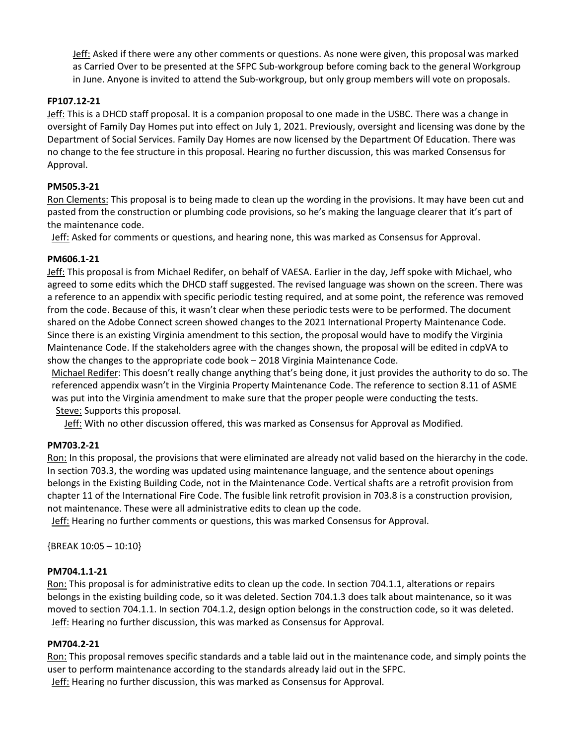Jeff: Asked if there were any other comments or questions. As none were given, this proposal was marked as Carried Over to be presented at the SFPC Sub-workgroup before coming back to the general Workgroup in June. Anyone is invited to attend the Sub-workgroup, but only group members will vote on proposals.

**FP107.12-21**

Jeff: This is a DHCD staff proposal. It is a companion proposal to one made in the USBC. There was a change in oversight of Family Day Homes put into effect on July 1, 2021. Previously, oversight and licensing was done by the Department of Social Services. Family Day Homes are now licensed by the Department Of Education. There was no change to the fee structure in this proposal. Hearing no further discussion, this was marked Consensus for Approval.

**PM505.3-21**

Ron Clements: This proposal is to being made to clean up the wording in the provisions. It may have been cut and pasted from the construction or plumbing code provisions, so he's making the language clearer that it's part of the maintenance code.

Jeff: Asked for comments or questions, and hearing none, this was marked as Consensus for Approval.

**PM606.1-21**

Jeff: This proposal is from Michael Redifer, on behalf of VAESA. Earlier in the day, Jeff spoke with Michael, who agreed to some edits which the DHCD staff suggested. The revised language was shown on the screen. There was a reference to an appendix with specific periodic testing required, and at some point, the reference was removed from the code. Because of this, it wasn't clear when these periodic tests were to be performed. The document shared on the Adobe Connect screen showed changes to the 2021 International Property Maintenance Code. Since there is an existing Virginia amendment to this section, the proposal would have to modify the Virginia Maintenance Code. If the stakeholders agree with the changes shown, the proposal will be edited in cdpVA to show the changes to the appropriate code book – 2018 Virginia Maintenance Code.

Michael Redifer: This doesn't really change anything that's being done, it just provides the authority to do so. The referenced appendix wasn't in the Virginia Property Maintenance Code. The reference to section 8.11 of ASME was put into the Virginia amendment to make sure that the proper people were conducting the tests.

Steve: Supports this proposal.

Jeff: With no other discussion offered, this was marked as Consensus for Approval as Modified.

**PM703.2-21**

Ron: In this proposal, the provisions that were eliminated are already not valid based on the hierarchy in the code. In section 703.3, the wording was updated using maintenance language, and the sentence about openings belongs in the Existing Building Code, not in the Maintenance Code. Vertical shafts are a retrofit provision from chapter 11 of the International Fire Code. The fusible link retrofit provision in 703.8 is a construction provision, not maintenance. These were all administrative edits to clean up the code.

Jeff: Hearing no further comments or questions, this was marked Consensus for Approval.

{BREAK 10:05 – 10:10}

**PM704.1.1-21**

Ron: This proposal is for administrative edits to clean up the code. In section 704.1.1, alterations or repairs belongs in the existing building code, so it was deleted. Section 704.1.3 does talk about maintenance, so it was moved to section 704.1.1. In section 704.1.2, design option belongs in the construction code, so it was deleted.

Jeff: Hearing no further discussion, this was marked as Consensus for Approval.

**PM704.2-21**

Ron: This proposal removes specific standards and a table laid out in the maintenance code, and simply points the user to perform maintenance according to the standards already laid out in the SFPC.

Jeff: Hearing no further discussion, this was marked as Consensus for Approval.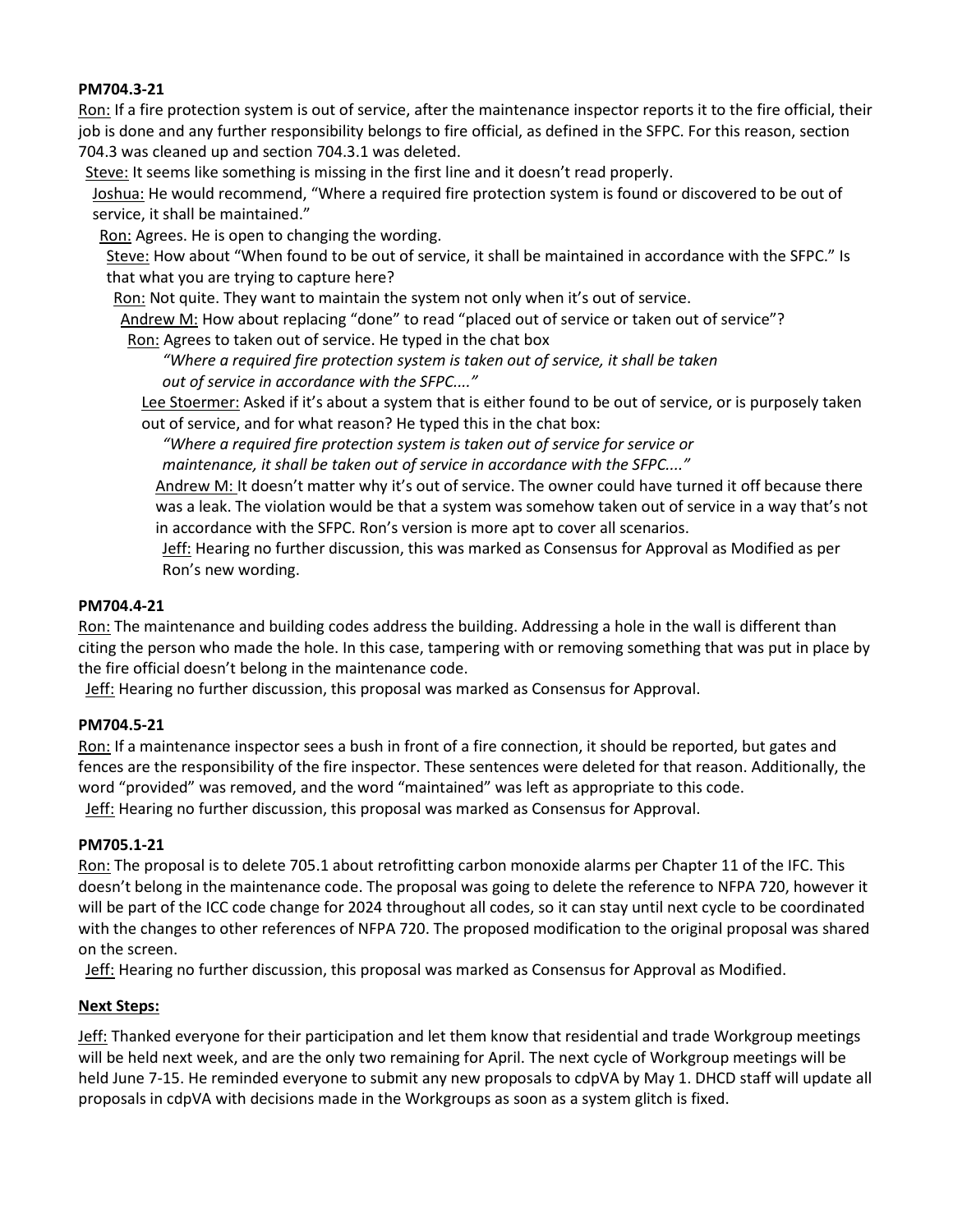**PM704.3-21**

Ron: If a fire protection system is out of service, after the maintenance inspector reports it to the fire official, their job is done and any further responsibility belongs to fire official, as defined in the SFPC. For this reason, section 704.3 was cleaned up and section 704.3.1 was deleted.

Steve: It seems like something is missing in the first line and it doesn't read properly.

Joshua: He would recommend, "Where a required fire protection system is found or discovered to be out of service, it shall be maintained."

Ron: Agrees. He is open to changing the wording.

Steve: How about "When found to be out of service, it shall be maintained in accordance with the SFPC." Is that what you are trying to capture here?

Ron: Not quite. They want to maintain the system not only when it's out of service.

Andrew M: How about replacing "done" to read "placed out of service or taken out of service"?

Ron: Agrees to taken out of service. He typed in the chat box

*"Where a required fire protection system is taken out of service, it shall be taken out of service in accordance with the SFPC...."*

Lee Stoermer: Asked if it's about a system that is either found to be out of service, or is purposely taken out of service, and for what reason? He typed this in the chat box:

*"Where a required fire protection system is taken out of service for service or maintenance, it shall be taken out of service in accordance with the SFPC...."*

Andrew M: It doesn't matter why it's out of service. The owner could have turned it off because there was a leak. The violation would be that a system was somehow taken out of service in a way that's not in accordance with the SFPC. Ron's version is more apt to cover all scenarios.

Jeff: Hearing no further discussion, this was marked as Consensus for Approval as Modified as per Ron's new wording.

**PM704.4-21**

Ron: The maintenance and building codes address the building. Addressing a hole in the wall is different than citing the person who made the hole. In this case, tampering with or removing something that was put in place by the fire official doesn't belong in the maintenance code.

Jeff: Hearing no further discussion, this proposal was marked as Consensus for Approval.

**PM704.5-21**

Ron: If a maintenance inspector sees a bush in front of a fire connection, it should be reported, but gates and fences are the responsibility of the fire inspector. These sentences were deleted for that reason. Additionally, the word "provided" was removed, and the word "maintained" was left as appropriate to this code.

Jeff: Hearing no further discussion, this proposal was marked as Consensus for Approval.

**PM705.1-21**

Ron: The proposal is to delete 705.1 about retrofitting carbon monoxide alarms per Chapter 11 of the IFC. This doesn't belong in the maintenance code. The proposal was going to delete the reference to NFPA 720, however it will be part of the ICC code change for 2024 throughout all codes, so it can stay until next cycle to be coordinated with the changes to other references of NFPA 720. The proposed modification to the original proposal was shared on the screen.

Jeff: Hearing no further discussion, this proposal was marked as Consensus for Approval as Modified.

**Next Steps:**

Jeff: Thanked everyone for their participation and let them know that residential and trade Workgroup meetings will be held next week, and are the only two remaining for April. The next cycle of Workgroup meetings will be held June 7-15. He reminded everyone to submit any new proposals to cdpVA by May 1. DHCD staff will update all proposals in cdpVA with decisions made in the Workgroups as soon as a system glitch is fixed.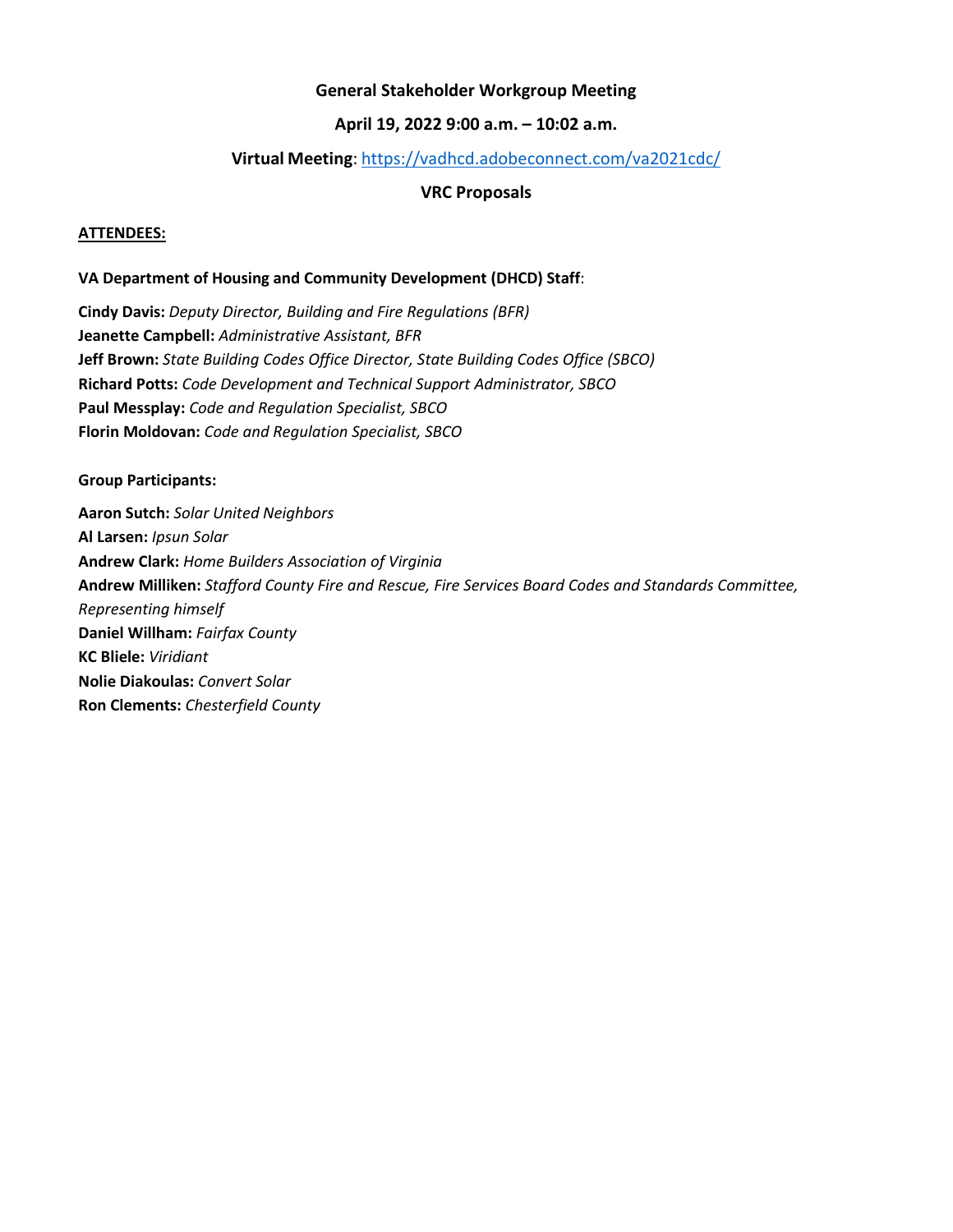**General Stakeholder Workgroup Meeting**

**April 19, 2022 9:00 a.m. – 10:02 a.m.**

**Virtual Meeting**: https://vadhcd.adobeconnect.com/va2021cdc/

**VRC Proposals**

**ATTENDEES:**

**VA Department of Housing and Community Development (DHCD) Staff**:

**Cindy Davis:** *Deputy Director, Building and Fire Regulations (BFR)*
**Jeanette Campbell:** *Administrative Assistant, BFR*
**Jeff Brown:** *State Building Codes Office Director, State Building Codes Office (SBCO)*
**Richard Potts:** *Code Development and Technical Support Administrator, SBCO*
**Paul Messplay:** *Code and Regulation Specialist, SBCO*
**Florin Moldovan:** *Code and Regulation Specialist, SBCO*

**Group Participants:**

**Aaron Sutch:** *Solar United Neighbors*
**Al Larsen:** *Ipsun Solar*
**Andrew Clark:** *Home Builders Association of Virginia*
**Andrew Milliken:** *Stafford County Fire and Rescue, Fire Services Board Codes and Standards Committee, Representing himself*
**Daniel Willham:** *Fairfax County*
**KC Bliele:** *Viridiant*
**Nolie Diakoulas:** *Convert Solar*
**Ron Clements:** *Chesterfield County*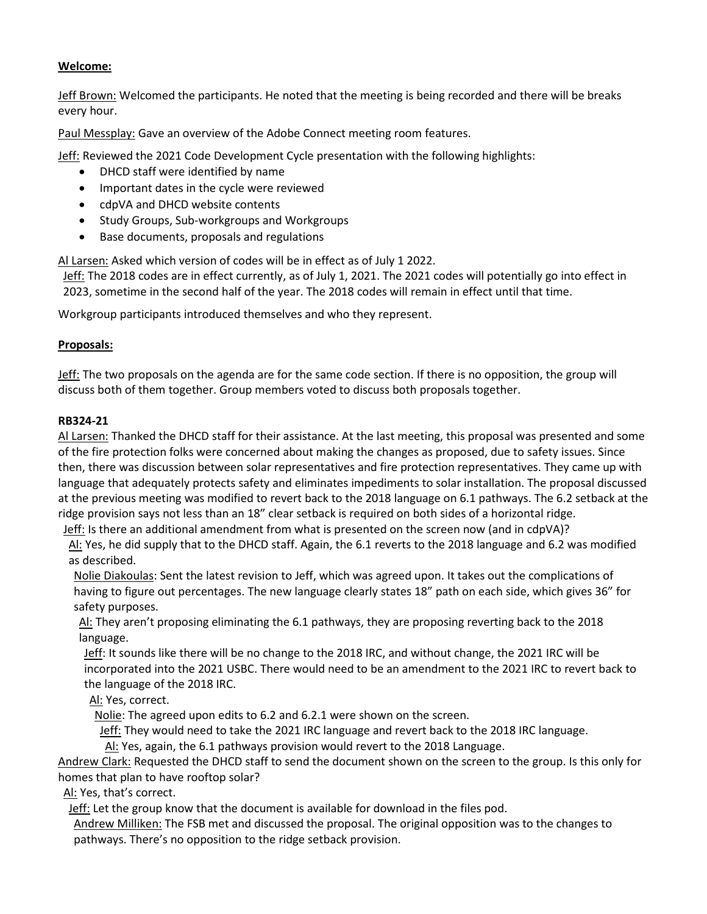**Welcome:**

Jeff Brown: Welcomed the participants. He noted that the meeting is being recorded and there will be breaks every hour.

Paul Messplay: Gave an overview of the Adobe Connect meeting room features.

Jeff: Reviewed the 2021 Code Development Cycle presentation with the following highlights:

- DHCD staff were identified by name
- Important dates in the cycle were reviewed
- cdpVA and DHCD website contents
- Study Groups, Sub-workgroups and Workgroups
- Base documents, proposals and regulations

Al Larsen: Asked which version of codes will be in effect as of July 1 2022.

Jeff: The 2018 codes are in effect currently, as of July 1, 2021. The 2021 codes will potentially go into effect in 2023, sometime in the second half of the year. The 2018 codes will remain in effect until that time.

Workgroup participants introduced themselves and who they represent.

**Proposals:**

Jeff: The two proposals on the agenda are for the same code section. If there is no opposition, the group will discuss both of them together. Group members voted to discuss both proposals together.

**RB324-21**

Al Larsen: Thanked the DHCD staff for their assistance. At the last meeting, this proposal was presented and some of the fire protection folks were concerned about making the changes as proposed, due to safety issues. Since then, there was discussion between solar representatives and fire protection representatives. They came up with language that adequately protects safety and eliminates impediments to solar installation. The proposal discussed at the previous meeting was modified to revert back to the 2018 language on 6.1 pathways. The 6.2 setback at the ridge provision says not less than an 18" clear setback is required on both sides of a horizontal ridge.

Jeff: Is there an additional amendment from what is presented on the screen now (and in cdpVA)?

Al: Yes, he did supply that to the DHCD staff. Again, the 6.1 reverts to the 2018 language and 6.2 was modified as described.

Nolie Diakoulas: Sent the latest revision to Jeff, which was agreed upon. It takes out the complications of having to figure out percentages. The new language clearly states 18" path on each side, which gives 36" for safety purposes.

Al: They aren't proposing eliminating the 6.1 pathways, they are proposing reverting back to the 2018 language.

Jeff: It sounds like there will be no change to the 2018 IRC, and without change, the 2021 IRC will be incorporated into the 2021 USBC. There would need to be an amendment to the 2021 IRC to revert back to the language of the 2018 IRC.

Al: Yes, correct.

Nolie: The agreed upon edits to 6.2 and 6.2.1 were shown on the screen.

Jeff: They would need to take the 2021 IRC language and revert back to the 2018 IRC language.

Al: Yes, again, the 6.1 pathways provision would revert to the 2018 Language.

Andrew Clark: Requested the DHCD staff to send the document shown on the screen to the group. Is this only for homes that plan to have rooftop solar?

Al: Yes, that's correct.

Jeff: Let the group know that the document is available for download in the files pod.

Andrew Milliken: The FSB met and discussed the proposal. The original opposition was to the changes to pathways. There's no opposition to the ridge setback provision.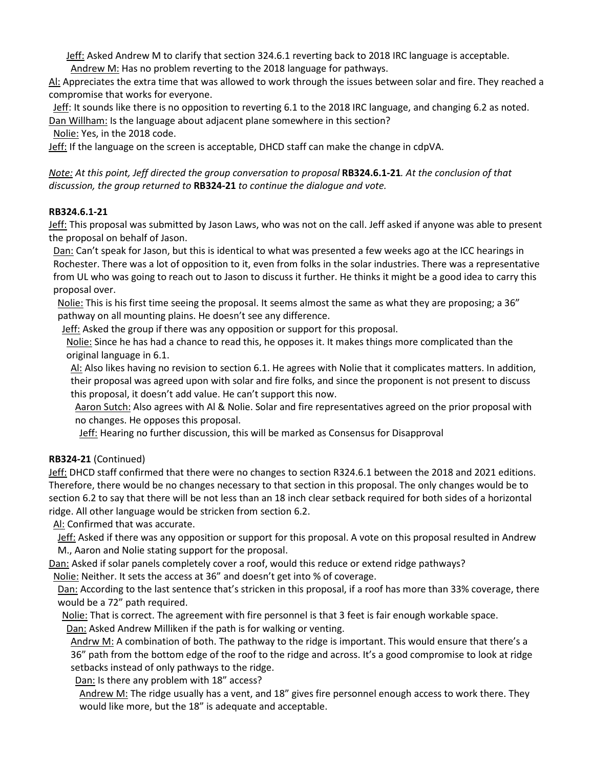Jeff: Asked Andrew M to clarify that section 324.6.1 reverting back to 2018 IRC language is acceptable.

Andrew M: Has no problem reverting to the 2018 language for pathways.

Al: Appreciates the extra time that was allowed to work through the issues between solar and fire. They reached a compromise that works for everyone.

Jeff: It sounds like there is no opposition to reverting 6.1 to the 2018 IRC language, and changing 6.2 as noted.

Dan Willham: Is the language about adjacent plane somewhere in this section?

Nolie: Yes, in the 2018 code.

Jeff: If the language on the screen is acceptable, DHCD staff can make the change in cdpVA.

*Note: At this point, Jeff directed the group conversation to proposal* **RB324.6.1-21***. At the conclusion of that discussion, the group returned to* **RB324-21** *to continue the dialogue and vote.*

**RB324.6.1-21**

Jeff: This proposal was submitted by Jason Laws, who was not on the call. Jeff asked if anyone was able to present the proposal on behalf of Jason.

Dan: Can't speak for Jason, but this is identical to what was presented a few weeks ago at the ICC hearings in Rochester. There was a lot of opposition to it, even from folks in the solar industries. There was a representative from UL who was going to reach out to Jason to discuss it further. He thinks it might be a good idea to carry this proposal over.

Nolie: This is his first time seeing the proposal. It seems almost the same as what they are proposing; a 36" pathway on all mounting plains. He doesn't see any difference.

Jeff: Asked the group if there was any opposition or support for this proposal.

Nolie: Since he has had a chance to read this, he opposes it. It makes things more complicated than the original language in 6.1.

Al: Also likes having no revision to section 6.1. He agrees with Nolie that it complicates matters. In addition, their proposal was agreed upon with solar and fire folks, and since the proponent is not present to discuss this proposal, it doesn't add value. He can't support this now.

Aaron Sutch: Also agrees with Al & Nolie. Solar and fire representatives agreed on the prior proposal with no changes. He opposes this proposal.

Jeff: Hearing no further discussion, this will be marked as Consensus for Disapproval

**RB324-21** (Continued)

Jeff: DHCD staff confirmed that there were no changes to section R324.6.1 between the 2018 and 2021 editions. Therefore, there would be no changes necessary to that section in this proposal. The only changes would be to section 6.2 to say that there will be not less than an 18 inch clear setback required for both sides of a horizontal ridge. All other language would be stricken from section 6.2.

Al: Confirmed that was accurate.

Jeff: Asked if there was any opposition or support for this proposal. A vote on this proposal resulted in Andrew M., Aaron and Nolie stating support for the proposal.

Dan: Asked if solar panels completely cover a roof, would this reduce or extend ridge pathways?

Nolie: Neither. It sets the access at 36" and doesn't get into % of coverage.

Dan: According to the last sentence that's stricken in this proposal, if a roof has more than 33% coverage, there would be a 72" path required.

Nolie: That is correct. The agreement with fire personnel is that 3 feet is fair enough workable space.

Dan: Asked Andrew Milliken if the path is for walking or venting.

Andrw M: A combination of both. The pathway to the ridge is important. This would ensure that there's a 36" path from the bottom edge of the roof to the ridge and across. It's a good compromise to look at ridge setbacks instead of only pathways to the ridge.

Dan: Is there any problem with 18" access?

Andrew M: The ridge usually has a vent, and 18" gives fire personnel enough access to work there. They would like more, but the 18" is adequate and acceptable.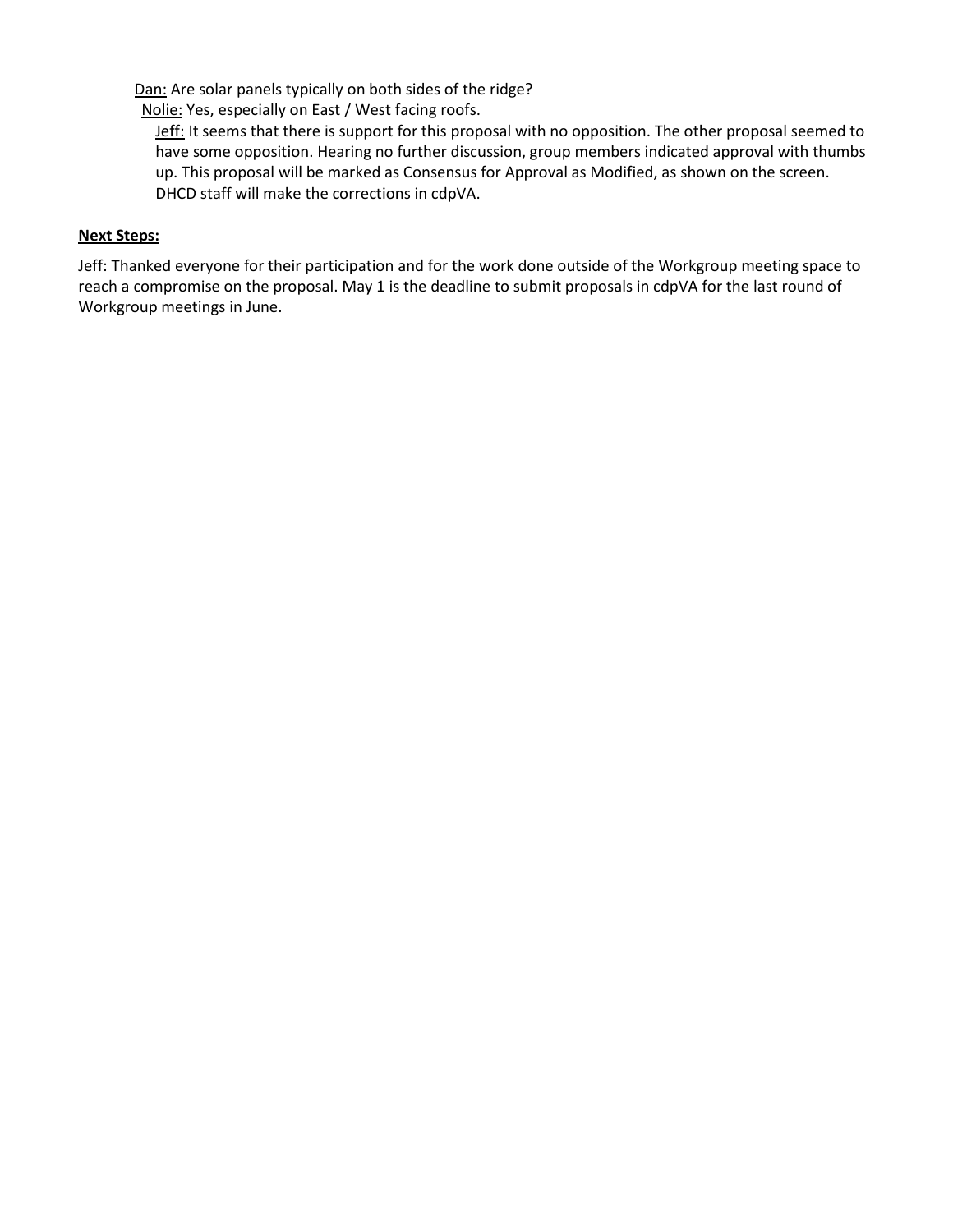Dan: Are solar panels typically on both sides of the ridge?

Nolie: Yes, especially on East / West facing roofs.

Jeff: It seems that there is support for this proposal with no opposition. The other proposal seemed to have some opposition. Hearing no further discussion, group members indicated approval with thumbs up. This proposal will be marked as Consensus for Approval as Modified, as shown on the screen. DHCD staff will make the corrections in cdpVA.

**Next Steps:**

Jeff: Thanked everyone for their participation and for the work done outside of the Workgroup meeting space to reach a compromise on the proposal. May 1 is the deadline to submit proposals in cdpVA for the last round of Workgroup meetings in June.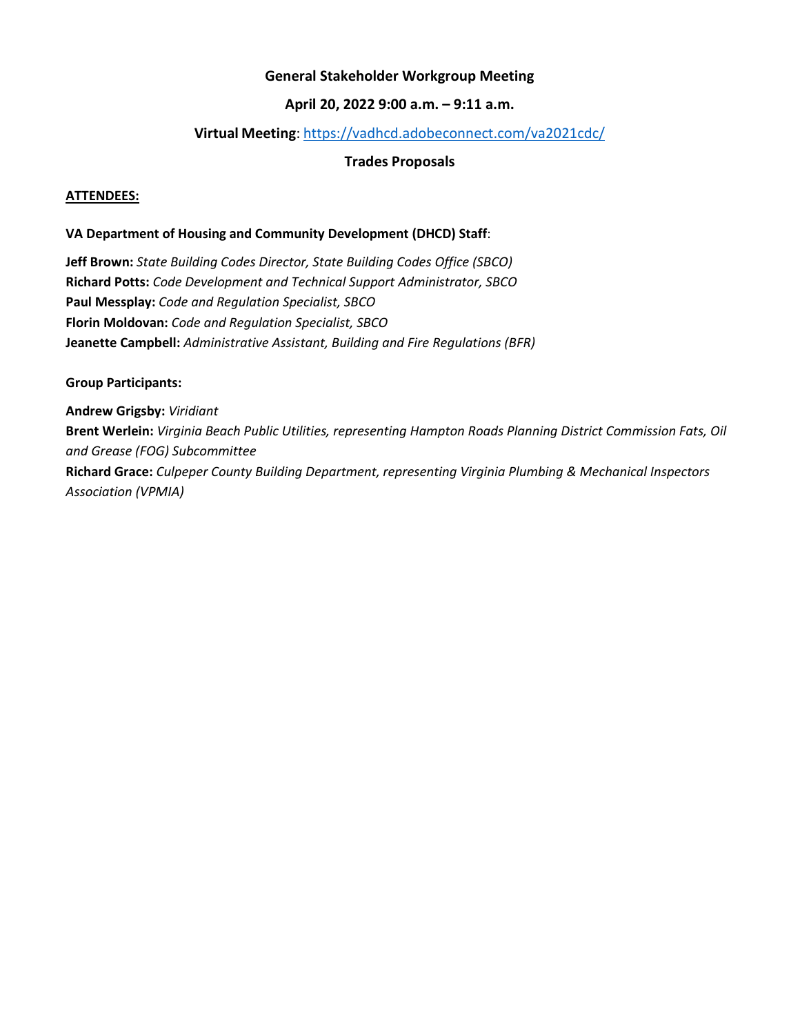**General Stakeholder Workgroup Meeting**

**April 20, 2022 9:00 a.m. – 9:11 a.m.**

**Virtual Meeting**: https://vadhcd.adobeconnect.com/va2021cdc/

**Trades Proposals**

**ATTENDEES:**

**VA Department of Housing and Community Development (DHCD) Staff**:

**Jeff Brown:** *State Building Codes Director, State Building Codes Office (SBCO)*
**Richard Potts:** *Code Development and Technical Support Administrator, SBCO*
**Paul Messplay:** *Code and Regulation Specialist, SBCO*
**Florin Moldovan:** *Code and Regulation Specialist, SBCO*
**Jeanette Campbell:** *Administrative Assistant, Building and Fire Regulations (BFR)*

**Group Participants:**

**Andrew Grigsby:** *Viridiant*
**Brent Werlein:** *Virginia Beach Public Utilities, representing Hampton Roads Planning District Commission Fats, Oil and Grease (FOG) Subcommittee*
**Richard Grace:** *Culpeper County Building Department, representing Virginia Plumbing & Mechanical Inspectors Association (VPMIA)*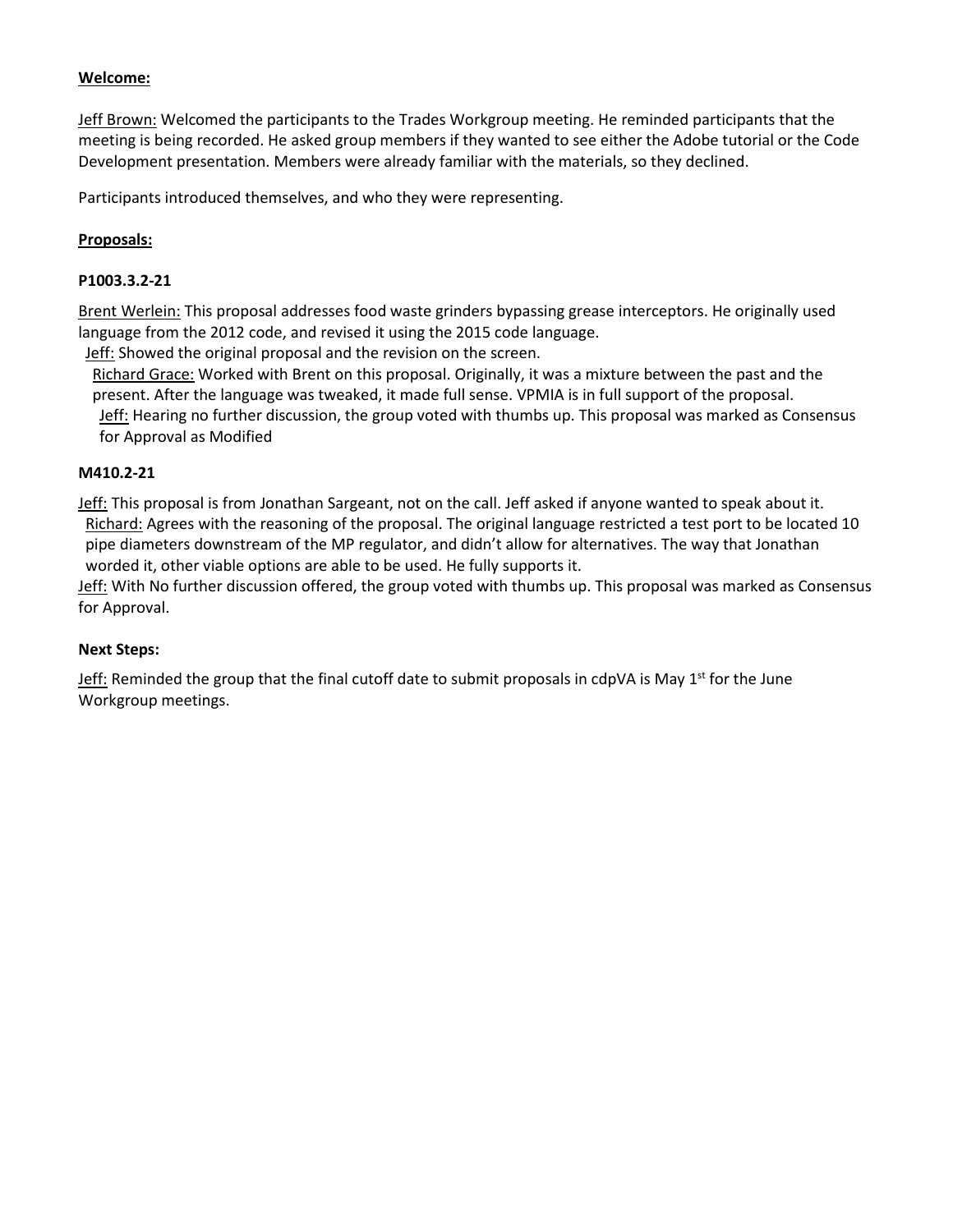**Welcome:**

Jeff Brown: Welcomed the participants to the Trades Workgroup meeting. He reminded participants that the meeting is being recorded. He asked group members if they wanted to see either the Adobe tutorial or the Code Development presentation. Members were already familiar with the materials, so they declined.

Participants introduced themselves, and who they were representing.

**Proposals:**

**P1003.3.2-21**

Brent Werlein: This proposal addresses food waste grinders bypassing grease interceptors. He originally used language from the 2012 code, and revised it using the 2015 code language.

Jeff: Showed the original proposal and the revision on the screen.

Richard Grace: Worked with Brent on this proposal. Originally, it was a mixture between the past and the present. After the language was tweaked, it made full sense. VPMIA is in full support of the proposal.

Jeff: Hearing no further discussion, the group voted with thumbs up. This proposal was marked as Consensus for Approval as Modified

**M410.2-21**

Jeff: This proposal is from Jonathan Sargeant, not on the call. Jeff asked if anyone wanted to speak about it.

Richard: Agrees with the reasoning of the proposal. The original language restricted a test port to be located 10 pipe diameters downstream of the MP regulator, and didn't allow for alternatives. The way that Jonathan worded it, other viable options are able to be used. He fully supports it.

Jeff: With No further discussion offered, the group voted with thumbs up. This proposal was marked as Consensus for Approval.

**Next Steps:**

Jeff: Reminded the group that the final cutoff date to submit proposals in cdpVA is May 1st for the June Workgroup meetings.